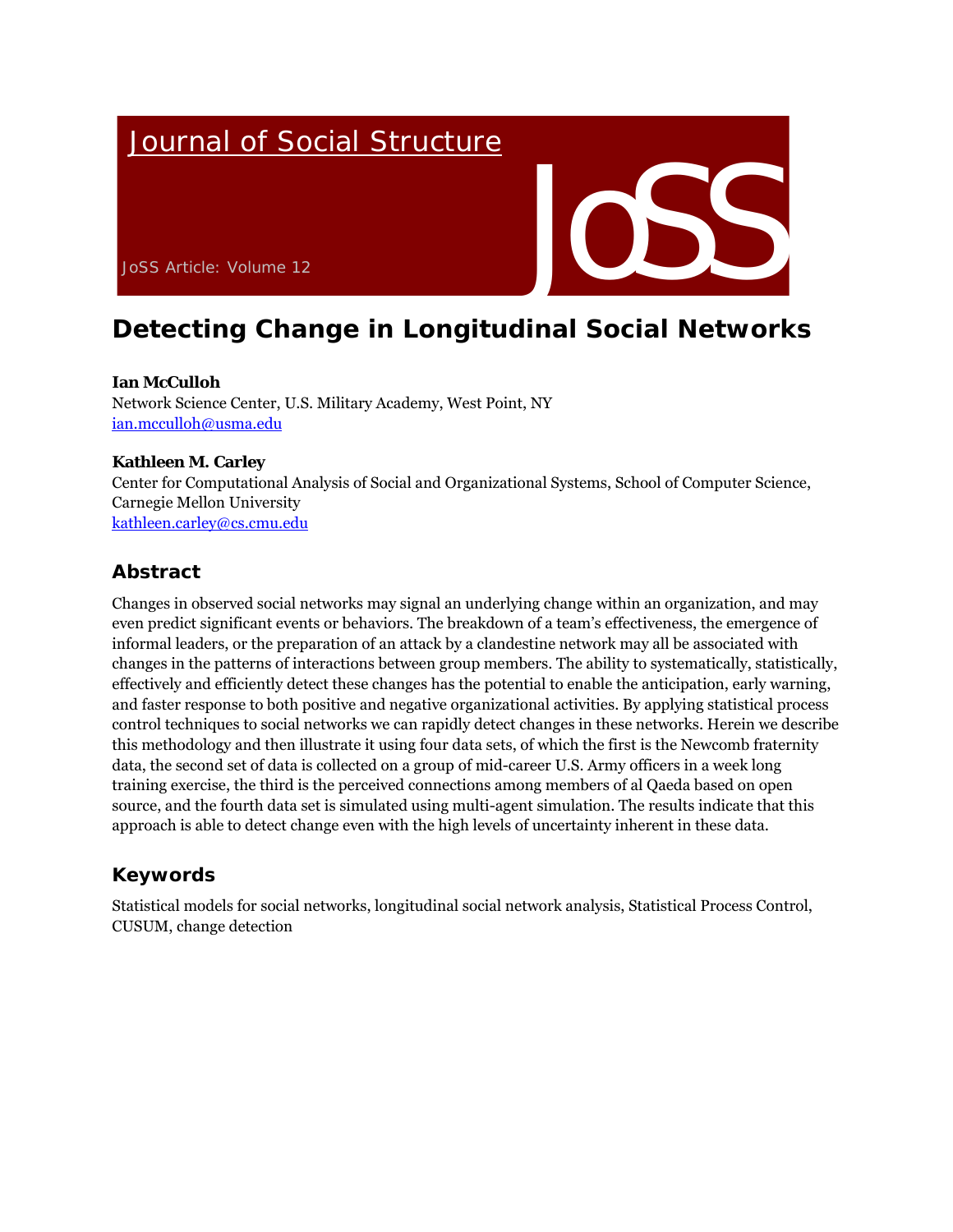# Journal of Social Structure

JoSS Article: Volume 12

# Detecting Change in Longitudinal Social Networks

**Ian McCulloh**
Network Science Center, U.S. Military Academy, West Point, NY
ian.mcculloh@usma.edu

**Kathleen M. Carley**
Center for Computational Analysis of Social and Organizational Systems, School of Computer Science, Carnegie Mellon University
kathleen.carley@cs.cmu.edu

## Abstract

Changes in observed social networks may signal an underlying change within an organization, and may even predict significant events or behaviors. The breakdown of a team's effectiveness, the emergence of informal leaders, or the preparation of an attack by a clandestine network may all be associated with changes in the patterns of interactions between group members. The ability to systematically, statistically, effectively and efficiently detect these changes has the potential to enable the anticipation, early warning, and faster response to both positive and negative organizational activities. By applying statistical process control techniques to social networks we can rapidly detect changes in these networks. Herein we describe this methodology and then illustrate it using four data sets, of which the first is the Newcomb fraternity data, the second set of data is collected on a group of mid-career U.S. Army officers in a week long training exercise, the third is the perceived connections among members of al Qaeda based on open source, and the fourth data set is simulated using multi-agent simulation. The results indicate that this approach is able to detect change even with the high levels of uncertainty inherent in these data.

## Keywords

Statistical models for social networks, longitudinal social network analysis, Statistical Process Control, CUSUM, change detection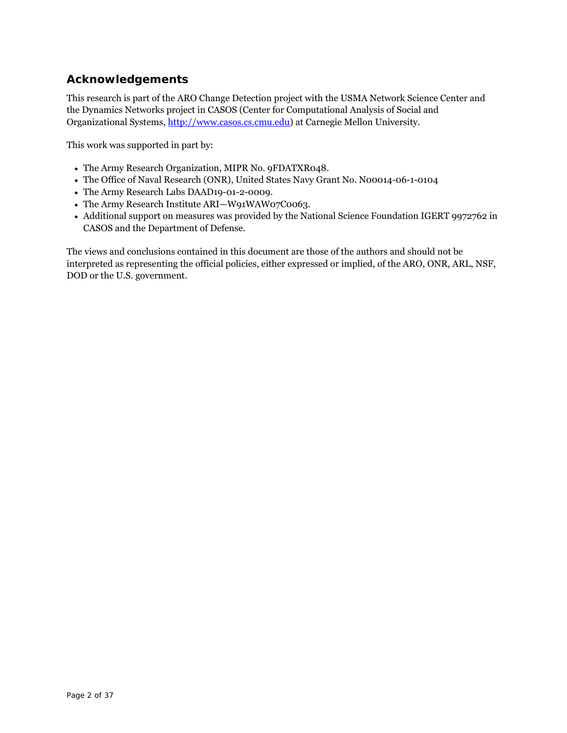## Acknowledgements

This research is part of the ARO Change Detection project with the USMA Network Science Center and the Dynamics Networks project in CASOS (Center for Computational Analysis of Social and Organizational Systems, http://www.casos.cs.cmu.edu) at Carnegie Mellon University.

This work was supported in part by:

- The Army Research Organization, MIPR No. 9FDATXR048.
- The Office of Naval Research (ONR), United States Navy Grant No. N00014-06-1-0104
- The Army Research Labs DAAD19-01-2-0009.
- The Army Research Institute ARI—W91WAW07C0063.
- Additional support on measures was provided by the National Science Foundation IGERT 9972762 in CASOS and the Department of Defense.

The views and conclusions contained in this document are those of the authors and should not be interpreted as representing the official policies, either expressed or implied, of the ARO, ONR, ARL, NSF, DOD or the U.S. government.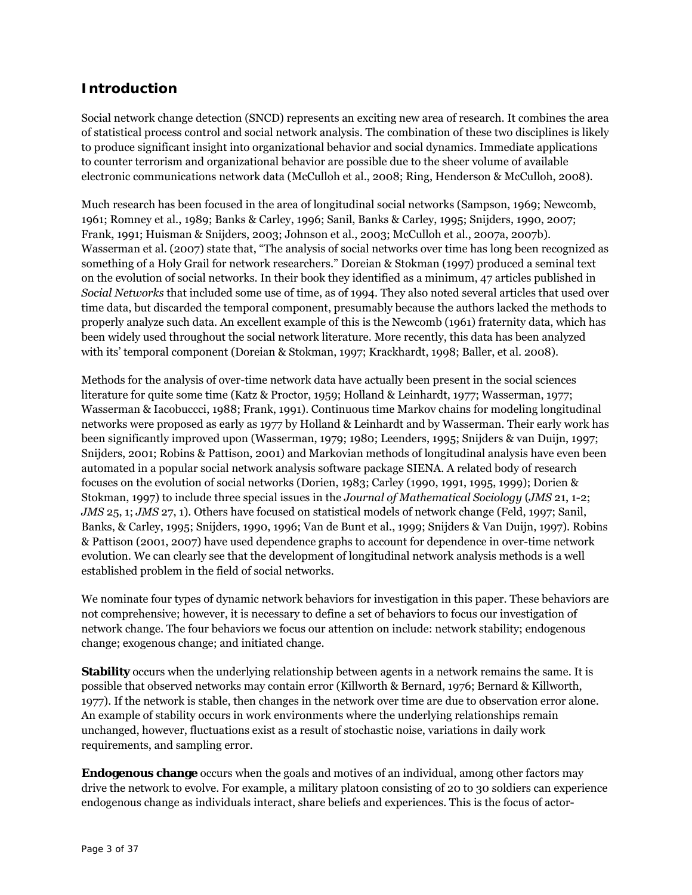## Introduction

Social network change detection (SNCD) represents an exciting new area of research. It combines the area of statistical process control and social network analysis. The combination of these two disciplines is likely to produce significant insight into organizational behavior and social dynamics. Immediate applications to counter terrorism and organizational behavior are possible due to the sheer volume of available electronic communications network data (McCulloh et al., 2008; Ring, Henderson & McCulloh, 2008).

Much research has been focused in the area of longitudinal social networks (Sampson, 1969; Newcomb, 1961; Romney et al., 1989; Banks & Carley, 1996; Sanil, Banks & Carley, 1995; Snijders, 1990, 2007; Frank, 1991; Huisman & Snijders, 2003; Johnson et al., 2003; McCulloh et al., 2007a, 2007b). Wasserman et al. (2007) state that, "The analysis of social networks over time has long been recognized as something of a Holy Grail for network researchers." Doreian & Stokman (1997) produced a seminal text on the evolution of social networks. In their book they identified as a minimum, 47 articles published in *Social Networks* that included some use of time, as of 1994. They also noted several articles that used over time data, but discarded the temporal component, presumably because the authors lacked the methods to properly analyze such data. An excellent example of this is the Newcomb (1961) fraternity data, which has been widely used throughout the social network literature. More recently, this data has been analyzed with its' temporal component (Doreian & Stokman, 1997; Krackhardt, 1998; Baller, et al. 2008).

Methods for the analysis of over-time network data have actually been present in the social sciences literature for quite some time (Katz & Proctor, 1959; Holland & Leinhardt, 1977; Wasserman, 1977; Wasserman & Iacobuccci, 1988; Frank, 1991). Continuous time Markov chains for modeling longitudinal networks were proposed as early as 1977 by Holland & Leinhardt and by Wasserman. Their early work has been significantly improved upon (Wasserman, 1979; 1980; Leenders, 1995; Snijders & van Duijn, 1997; Snijders, 2001; Robins & Pattison, 2001) and Markovian methods of longitudinal analysis have even been automated in a popular social network analysis software package SIENA. A related body of research focuses on the evolution of social networks (Dorien, 1983; Carley (1990, 1991, 1995, 1999); Dorien & Stokman, 1997) to include three special issues in the *Journal of Mathematical Sociology* (*JMS* 21, 1-2; *JMS* 25, 1; *JMS* 27, 1). Others have focused on statistical models of network change (Feld, 1997; Sanil, Banks, & Carley, 1995; Snijders, 1990, 1996; Van de Bunt et al., 1999; Snijders & Van Duijn, 1997). Robins & Pattison (2001, 2007) have used dependence graphs to account for dependence in over-time network evolution. We can clearly see that the development of longitudinal network analysis methods is a well established problem in the field of social networks.

We nominate four types of dynamic network behaviors for investigation in this paper. These behaviors are not comprehensive; however, it is necessary to define a set of behaviors to focus our investigation of network change. The four behaviors we focus our attention on include: network stability; endogenous change; exogenous change; and initiated change.

**Stability** occurs when the underlying relationship between agents in a network remains the same. It is possible that observed networks may contain error (Killworth & Bernard, 1976; Bernard & Killworth, 1977). If the network is stable, then changes in the network over time are due to observation error alone. An example of stability occurs in work environments where the underlying relationships remain unchanged, however, fluctuations exist as a result of stochastic noise, variations in daily work requirements, and sampling error.

**Endogenous change** occurs when the goals and motives of an individual, among other factors may drive the network to evolve. For example, a military platoon consisting of 20 to 30 soldiers can experience endogenous change as individuals interact, share beliefs and experiences. This is the focus of actor-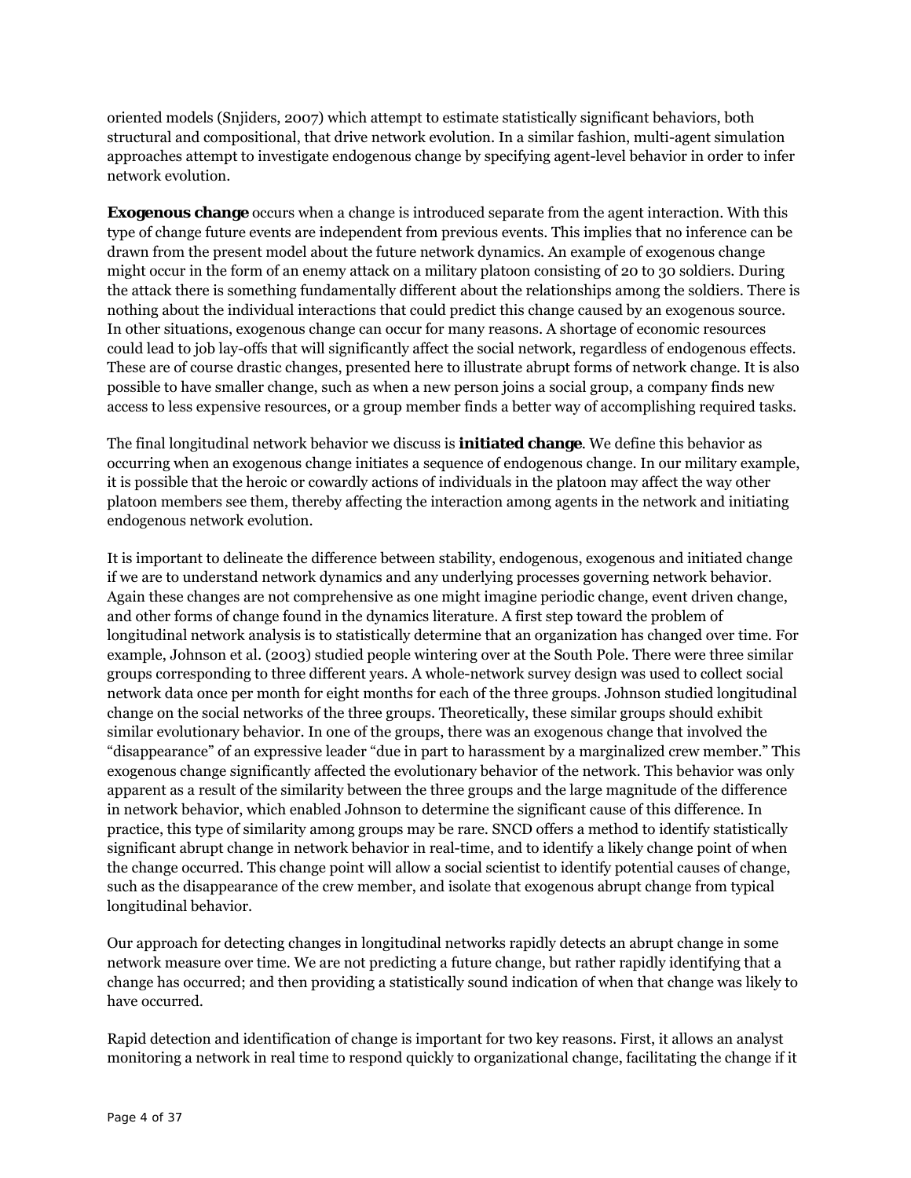oriented models (Snjiders, 2007) which attempt to estimate statistically significant behaviors, both structural and compositional, that drive network evolution. In a similar fashion, multi-agent simulation approaches attempt to investigate endogenous change by specifying agent-level behavior in order to infer network evolution.

**Exogenous change** occurs when a change is introduced separate from the agent interaction. With this type of change future events are independent from previous events. This implies that no inference can be drawn from the present model about the future network dynamics. An example of exogenous change might occur in the form of an enemy attack on a military platoon consisting of 20 to 30 soldiers. During the attack there is something fundamentally different about the relationships among the soldiers. There is nothing about the individual interactions that could predict this change caused by an exogenous source. In other situations, exogenous change can occur for many reasons. A shortage of economic resources could lead to job lay-offs that will significantly affect the social network, regardless of endogenous effects. These are of course drastic changes, presented here to illustrate abrupt forms of network change. It is also possible to have smaller change, such as when a new person joins a social group, a company finds new access to less expensive resources, or a group member finds a better way of accomplishing required tasks.

The final longitudinal network behavior we discuss is **initiated change**. We define this behavior as occurring when an exogenous change initiates a sequence of endogenous change. In our military example, it is possible that the heroic or cowardly actions of individuals in the platoon may affect the way other platoon members see them, thereby affecting the interaction among agents in the network and initiating endogenous network evolution.

It is important to delineate the difference between stability, endogenous, exogenous and initiated change if we are to understand network dynamics and any underlying processes governing network behavior. Again these changes are not comprehensive as one might imagine periodic change, event driven change, and other forms of change found in the dynamics literature. A first step toward the problem of longitudinal network analysis is to statistically determine that an organization has changed over time. For example, Johnson et al. (2003) studied people wintering over at the South Pole. There were three similar groups corresponding to three different years. A whole-network survey design was used to collect social network data once per month for eight months for each of the three groups. Johnson studied longitudinal change on the social networks of the three groups. Theoretically, these similar groups should exhibit similar evolutionary behavior. In one of the groups, there was an exogenous change that involved the "disappearance" of an expressive leader "due in part to harassment by a marginalized crew member." This exogenous change significantly affected the evolutionary behavior of the network. This behavior was only apparent as a result of the similarity between the three groups and the large magnitude of the difference in network behavior, which enabled Johnson to determine the significant cause of this difference. In practice, this type of similarity among groups may be rare. SNCD offers a method to identify statistically significant abrupt change in network behavior in real-time, and to identify a likely change point of when the change occurred. This change point will allow a social scientist to identify potential causes of change, such as the disappearance of the crew member, and isolate that exogenous abrupt change from typical longitudinal behavior.

Our approach for detecting changes in longitudinal networks rapidly detects an abrupt change in some network measure over time. We are not predicting a future change, but rather rapidly identifying that a change has occurred; and then providing a statistically sound indication of when that change was likely to have occurred.

Rapid detection and identification of change is important for two key reasons. First, it allows an analyst monitoring a network in real time to respond quickly to organizational change, facilitating the change if it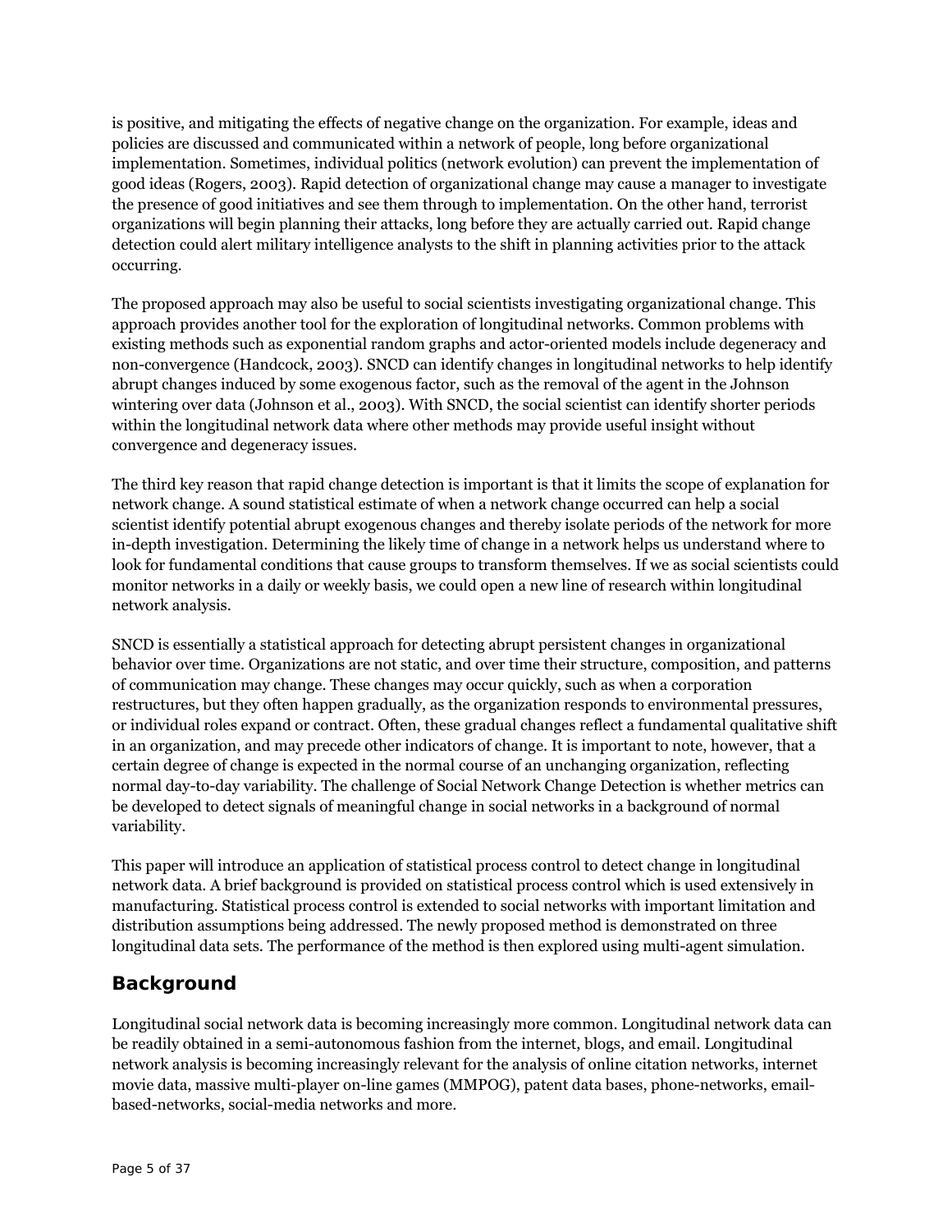is positive, and mitigating the effects of negative change on the organization. For example, ideas and policies are discussed and communicated within a network of people, long before organizational implementation. Sometimes, individual politics (network evolution) can prevent the implementation of good ideas (Rogers, 2003). Rapid detection of organizational change may cause a manager to investigate the presence of good initiatives and see them through to implementation. On the other hand, terrorist organizations will begin planning their attacks, long before they are actually carried out. Rapid change detection could alert military intelligence analysts to the shift in planning activities prior to the attack occurring.

The proposed approach may also be useful to social scientists investigating organizational change. This approach provides another tool for the exploration of longitudinal networks. Common problems with existing methods such as exponential random graphs and actor-oriented models include degeneracy and non-convergence (Handcock, 2003). SNCD can identify changes in longitudinal networks to help identify abrupt changes induced by some exogenous factor, such as the removal of the agent in the Johnson wintering over data (Johnson et al., 2003). With SNCD, the social scientist can identify shorter periods within the longitudinal network data where other methods may provide useful insight without convergence and degeneracy issues.

The third key reason that rapid change detection is important is that it limits the scope of explanation for network change. A sound statistical estimate of when a network change occurred can help a social scientist identify potential abrupt exogenous changes and thereby isolate periods of the network for more in-depth investigation. Determining the likely time of change in a network helps us understand where to look for fundamental conditions that cause groups to transform themselves. If we as social scientists could monitor networks in a daily or weekly basis, we could open a new line of research within longitudinal network analysis.

SNCD is essentially a statistical approach for detecting abrupt persistent changes in organizational behavior over time. Organizations are not static, and over time their structure, composition, and patterns of communication may change. These changes may occur quickly, such as when a corporation restructures, but they often happen gradually, as the organization responds to environmental pressures, or individual roles expand or contract. Often, these gradual changes reflect a fundamental qualitative shift in an organization, and may precede other indicators of change. It is important to note, however, that a certain degree of change is expected in the normal course of an unchanging organization, reflecting normal day-to-day variability. The challenge of Social Network Change Detection is whether metrics can be developed to detect signals of meaningful change in social networks in a background of normal variability.

This paper will introduce an application of statistical process control to detect change in longitudinal network data. A brief background is provided on statistical process control which is used extensively in manufacturing. Statistical process control is extended to social networks with important limitation and distribution assumptions being addressed. The newly proposed method is demonstrated on three longitudinal data sets. The performance of the method is then explored using multi-agent simulation.

## Background

Longitudinal social network data is becoming increasingly more common. Longitudinal network data can be readily obtained in a semi-autonomous fashion from the internet, blogs, and email. Longitudinal network analysis is becoming increasingly relevant for the analysis of online citation networks, internet movie data, massive multi-player on-line games (MMPOG), patent data bases, phone-networks, email-based-networks, social-media networks and more.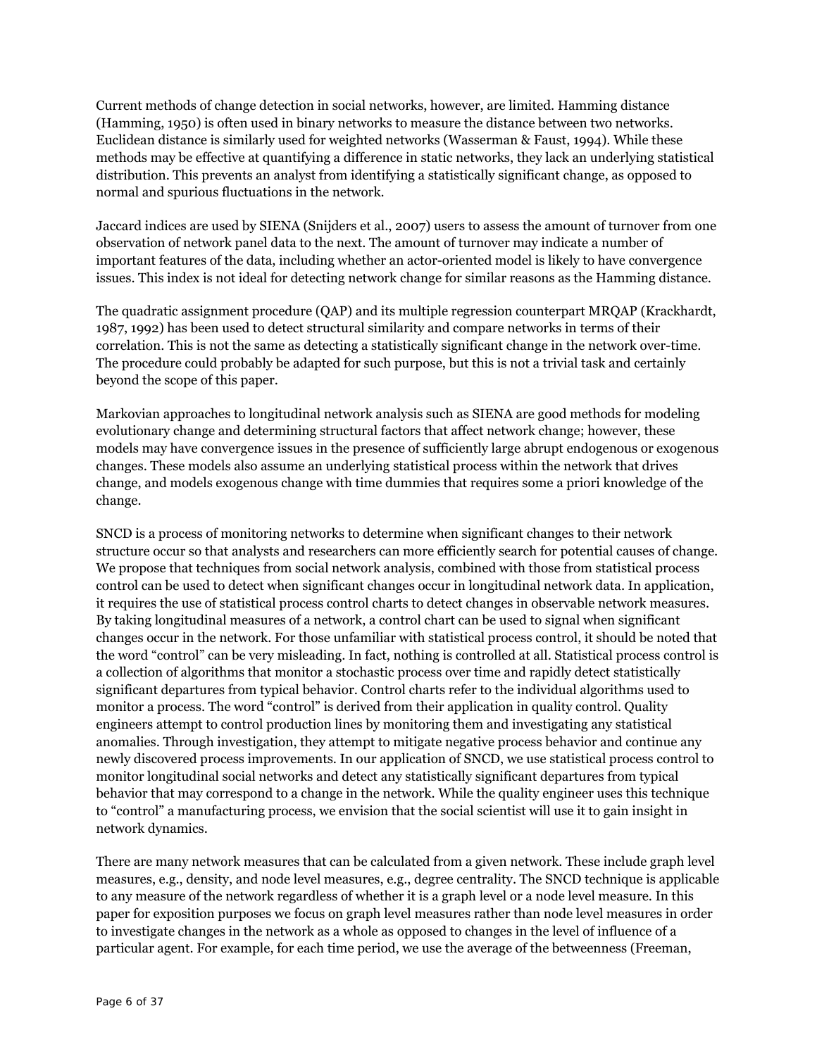Current methods of change detection in social networks, however, are limited. Hamming distance (Hamming, 1950) is often used in binary networks to measure the distance between two networks. Euclidean distance is similarly used for weighted networks (Wasserman & Faust, 1994). While these methods may be effective at quantifying a difference in static networks, they lack an underlying statistical distribution. This prevents an analyst from identifying a statistically significant change, as opposed to normal and spurious fluctuations in the network.

Jaccard indices are used by SIENA (Snijders et al., 2007) users to assess the amount of turnover from one observation of network panel data to the next. The amount of turnover may indicate a number of important features of the data, including whether an actor-oriented model is likely to have convergence issues. This index is not ideal for detecting network change for similar reasons as the Hamming distance.

The quadratic assignment procedure (QAP) and its multiple regression counterpart MRQAP (Krackhardt, 1987, 1992) has been used to detect structural similarity and compare networks in terms of their correlation. This is not the same as detecting a statistically significant change in the network over-time. The procedure could probably be adapted for such purpose, but this is not a trivial task and certainly beyond the scope of this paper.

Markovian approaches to longitudinal network analysis such as SIENA are good methods for modeling evolutionary change and determining structural factors that affect network change; however, these models may have convergence issues in the presence of sufficiently large abrupt endogenous or exogenous changes. These models also assume an underlying statistical process within the network that drives change, and models exogenous change with time dummies that requires some a priori knowledge of the change.

SNCD is a process of monitoring networks to determine when significant changes to their network structure occur so that analysts and researchers can more efficiently search for potential causes of change. We propose that techniques from social network analysis, combined with those from statistical process control can be used to detect when significant changes occur in longitudinal network data. In application, it requires the use of statistical process control charts to detect changes in observable network measures. By taking longitudinal measures of a network, a control chart can be used to signal when significant changes occur in the network. For those unfamiliar with statistical process control, it should be noted that the word "control" can be very misleading. In fact, nothing is controlled at all. Statistical process control is a collection of algorithms that monitor a stochastic process over time and rapidly detect statistically significant departures from typical behavior. Control charts refer to the individual algorithms used to monitor a process. The word "control" is derived from their application in quality control. Quality engineers attempt to control production lines by monitoring them and investigating any statistical anomalies. Through investigation, they attempt to mitigate negative process behavior and continue any newly discovered process improvements. In our application of SNCD, we use statistical process control to monitor longitudinal social networks and detect any statistically significant departures from typical behavior that may correspond to a change in the network. While the quality engineer uses this technique to "control" a manufacturing process, we envision that the social scientist will use it to gain insight in network dynamics.

There are many network measures that can be calculated from a given network. These include graph level measures, e.g., density, and node level measures, e.g., degree centrality. The SNCD technique is applicable to any measure of the network regardless of whether it is a graph level or a node level measure. In this paper for exposition purposes we focus on graph level measures rather than node level measures in order to investigate changes in the network as a whole as opposed to changes in the level of influence of a particular agent. For example, for each time period, we use the average of the betweenness (Freeman,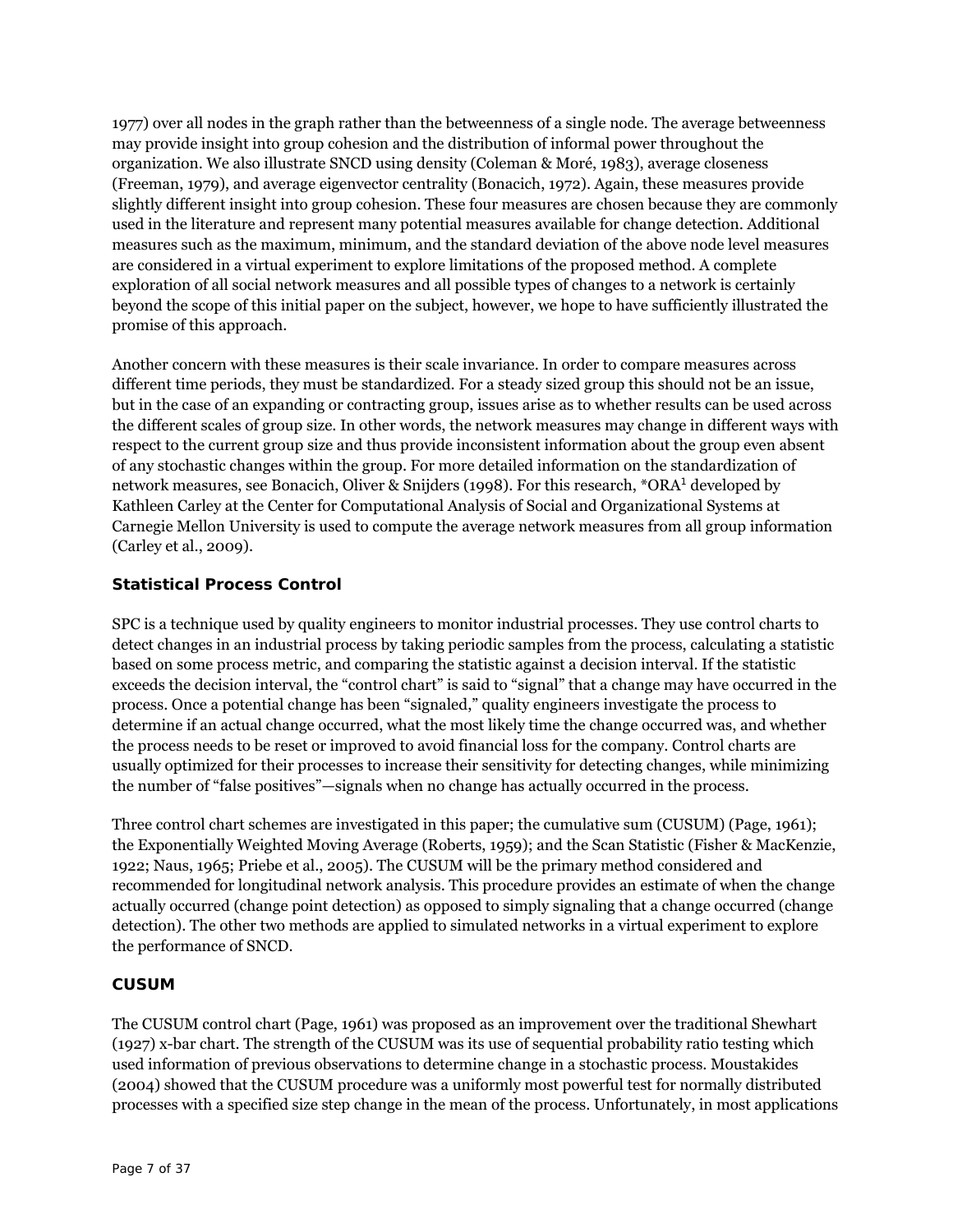1977) over all nodes in the graph rather than the betweenness of a single node. The average betweenness may provide insight into group cohesion and the distribution of informal power throughout the organization. We also illustrate SNCD using density (Coleman & Moré, 1983), average closeness (Freeman, 1979), and average eigenvector centrality (Bonacich, 1972). Again, these measures provide slightly different insight into group cohesion. These four measures are chosen because they are commonly used in the literature and represent many potential measures available for change detection. Additional measures such as the maximum, minimum, and the standard deviation of the above node level measures are considered in a virtual experiment to explore limitations of the proposed method. A complete exploration of all social network measures and all possible types of changes to a network is certainly beyond the scope of this initial paper on the subject, however, we hope to have sufficiently illustrated the promise of this approach.

Another concern with these measures is their scale invariance. In order to compare measures across different time periods, they must be standardized. For a steady sized group this should not be an issue, but in the case of an expanding or contracting group, issues arise as to whether results can be used across the different scales of group size. In other words, the network measures may change in different ways with respect to the current group size and thus provide inconsistent information about the group even absent of any stochastic changes within the group. For more detailed information on the standardization of network measures, see Bonacich, Oliver & Snijders (1998). For this research, *ORA[1] developed by Kathleen Carley at the Center for Computational Analysis of Social and Organizational Systems at Carnegie Mellon University is used to compute the average network measures from all group information (Carley et al., 2009).

### Statistical Process Control

SPC is a technique used by quality engineers to monitor industrial processes. They use control charts to detect changes in an industrial process by taking periodic samples from the process, calculating a statistic based on some process metric, and comparing the statistic against a decision interval. If the statistic exceeds the decision interval, the "control chart" is said to "signal" that a change may have occurred in the process. Once a potential change has been "signaled," quality engineers investigate the process to determine if an actual change occurred, what the most likely time the change occurred was, and whether the process needs to be reset or improved to avoid financial loss for the company. Control charts are usually optimized for their processes to increase their sensitivity for detecting changes, while minimizing the number of "false positives"—signals when no change has actually occurred in the process.

Three control chart schemes are investigated in this paper; the cumulative sum (CUSUM) (Page, 1961); the Exponentially Weighted Moving Average (Roberts, 1959); and the Scan Statistic (Fisher & MacKenzie, 1922; Naus, 1965; Priebe et al., 2005). The CUSUM will be the primary method considered and recommended for longitudinal network analysis. This procedure provides an estimate of when the change actually occurred (change point detection) as opposed to simply signaling that a change occurred (change detection). The other two methods are applied to simulated networks in a virtual experiment to explore the performance of SNCD.

### CUSUM

The CUSUM control chart (Page, 1961) was proposed as an improvement over the traditional Shewhart (1927) x-bar chart. The strength of the CUSUM was its use of sequential probability ratio testing which used information of previous observations to determine change in a stochastic process. Moustakides (2004) showed that the CUSUM procedure was a uniformly most powerful test for normally distributed processes with a specified size step change in the mean of the process. Unfortunately, in most applications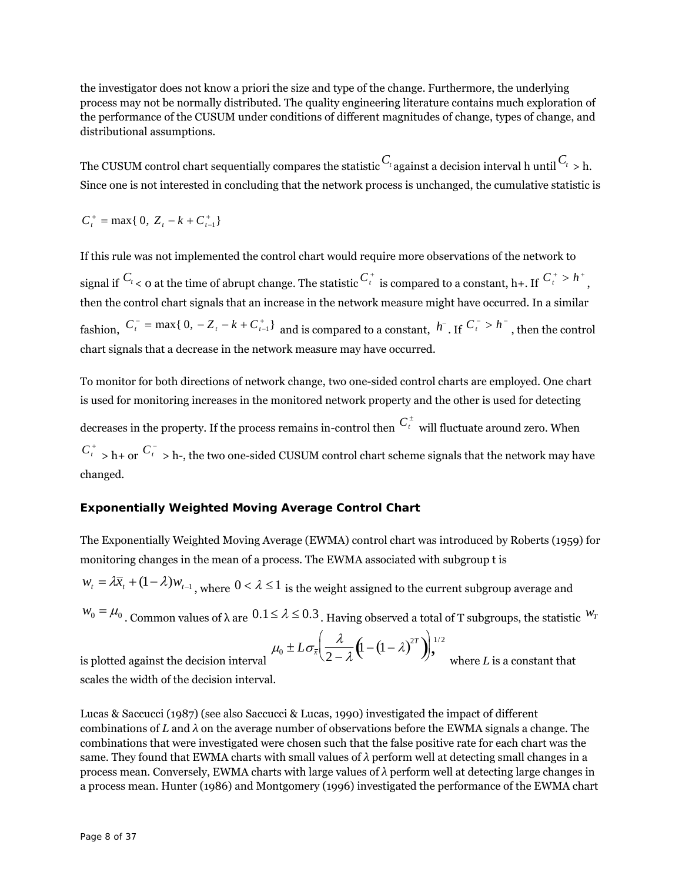the investigator does not know a priori the size and type of the change. Furthermore, the underlying process may not be normally distributed. The quality engineering literature contains much exploration of the performance of the CUSUM under conditions of different magnitudes of change, types of change, and distributional assumptions.

The CUSUM control chart sequentially compares the statistic $C_t$ against a decision interval h until $C_t$ > h. Since one is not interested in concluding that the network process is unchanged, the cumulative statistic is

$$C_t^+ = \max\{\, 0,\ Z_t - k + C_{t-1}^+\}$$

If this rule was not implemented the control chart would require more observations of the network to signal if $C_t$ < 0 at the time of abrupt change. The statistic $C_t^+$ is compared to a constant, h+. If $C_t^+ > h^+$, then the control chart signals that an increase in the network measure might have occurred. In a similar fashion, $C_t^- = \max\{\, 0,\ -Z_t - k + C_{t-1}^+\}$ and is compared to a constant, $h^-$. If $C_t^- > h^-$, then the control chart signals that a decrease in the network measure may have occurred.

To monitor for both directions of network change, two one-sided control charts are employed. One chart is used for monitoring increases in the monitored network property and the other is used for detecting decreases in the property. If the process remains in-control then $C_t^{\pm}$ will fluctuate around zero. When $C_t^+$ > h+ or $C_t^-$ > h-, the two one-sided CUSUM control chart scheme signals that the network may have changed.

### Exponentially Weighted Moving Average Control Chart

The Exponentially Weighted Moving Average (EWMA) control chart was introduced by Roberts (1959) for monitoring changes in the mean of a process. The EWMA associated with subgroup t is $w_t = \lambda \bar{x}_t + (1-\lambda) w_{t-1}$, where $0 < \lambda \le 1$ is the weight assigned to the current subgroup average and $w_0 = \mu_0$. Common values of λ are $0.1 \le \lambda \le 0.3$. Having observed a total of T subgroups, the statistic $w_T$ is plotted against the decision interval $\mu_0 \pm L\sigma_{\bar{x}}\left(\frac{\lambda}{2-\lambda}\left(1-(1-\lambda)^{2T}\right)\right)^{1/2}$, where *L* is a constant that scales the width of the decision interval.

Lucas & Saccucci (1987) (see also Saccucci & Lucas, 1990) investigated the impact of different combinations of *L* and *λ* on the average number of observations before the EWMA signals a change. The combinations that were investigated were chosen such that the false positive rate for each chart was the same. They found that EWMA charts with small values of *λ* perform well at detecting small changes in a process mean. Conversely, EWMA charts with large values of *λ* perform well at detecting large changes in a process mean. Hunter (1986) and Montgomery (1996) investigated the performance of the EWMA chart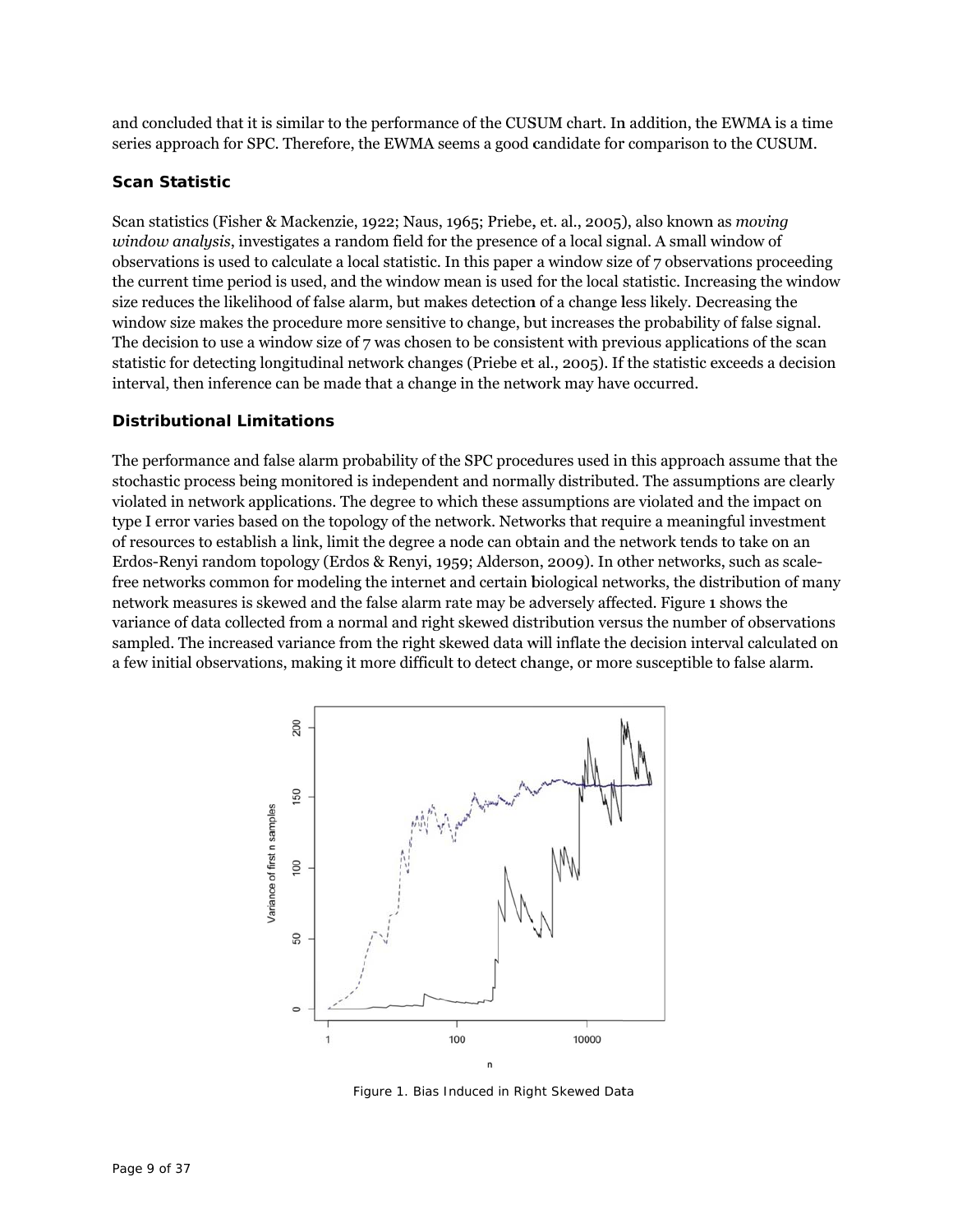and concluded that it is similar to the performance of the CUSUM chart. In addition, the EWMA is a time series approach for SPC. Therefore, the EWMA seems a good candidate for comparison to the CUSUM.

### Scan Statistic

Scan statistics (Fisher & Mackenzie, 1922; Naus, 1965; Priebe, et. al., 2005), also known as *moving window analysis*, investigates a random field for the presence of a local signal. A small window of observations is used to calculate a local statistic. In this paper a window size of 7 observations proceeding the current time period is used, and the window mean is used for the local statistic. Increasing the window size reduces the likelihood of false alarm, but makes detection of a change less likely. Decreasing the window size makes the procedure more sensitive to change, but increases the probability of false signal. The decision to use a window size of 7 was chosen to be consistent with previous applications of the scan statistic for detecting longitudinal network changes (Priebe et al., 2005). If the statistic exceeds a decision interval, then inference can be made that a change in the network may have occurred.

### Distributional Limitations

The performance and false alarm probability of the SPC procedures used in this approach assume that the stochastic process being monitored is independent and normally distributed. The assumptions are clearly violated in network applications. The degree to which these assumptions are violated and the impact on type I error varies based on the topology of the network. Networks that require a meaningful investment of resources to establish a link, limit the degree a node can obtain and the network tends to take on an Erdos-Renyi random topology (Erdos & Renyi, 1959; Alderson, 2009). In other networks, such as scale-free networks common for modeling the internet and certain biological networks, the distribution of many network measures is skewed and the false alarm rate may be adversely affected. Figure 1 shows the variance of data collected from a normal and right skewed distribution versus the number of observations sampled. The increased variance from the right skewed data will inflate the decision interval calculated on a few initial observations, making it more difficult to detect change, or more susceptible to false alarm.

Figure 1. Bias Induced in Right Skewed Data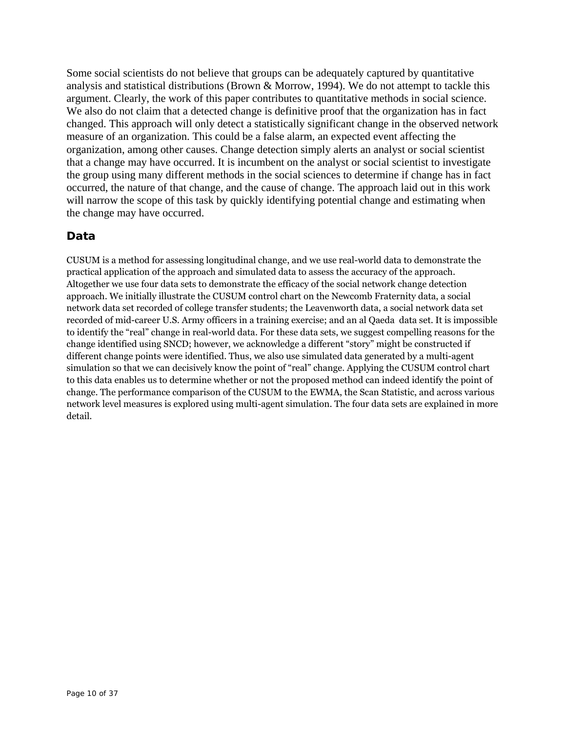Some social scientists do not believe that groups can be adequately captured by quantitative analysis and statistical distributions (Brown & Morrow, 1994). We do not attempt to tackle this argument. Clearly, the work of this paper contributes to quantitative methods in social science. We also do not claim that a detected change is definitive proof that the organization has in fact changed. This approach will only detect a statistically significant change in the observed network measure of an organization. This could be a false alarm, an expected event affecting the organization, among other causes. Change detection simply alerts an analyst or social scientist that a change may have occurred. It is incumbent on the analyst or social scientist to investigate the group using many different methods in the social sciences to determine if change has in fact occurred, the nature of that change, and the cause of change. The approach laid out in this work will narrow the scope of this task by quickly identifying potential change and estimating when the change may have occurred.

## Data

CUSUM is a method for assessing longitudinal change, and we use real-world data to demonstrate the practical application of the approach and simulated data to assess the accuracy of the approach. Altogether we use four data sets to demonstrate the efficacy of the social network change detection approach. We initially illustrate the CUSUM control chart on the Newcomb Fraternity data, a social network data set recorded of college transfer students; the Leavenworth data, a social network data set recorded of mid-career U.S. Army officers in a training exercise; and an al Qaeda data set. It is impossible to identify the "real" change in real-world data. For these data sets, we suggest compelling reasons for the change identified using SNCD; however, we acknowledge a different "story" might be constructed if different change points were identified. Thus, we also use simulated data generated by a multi-agent simulation so that we can decisively know the point of "real" change. Applying the CUSUM control chart to this data enables us to determine whether or not the proposed method can indeed identify the point of change. The performance comparison of the CUSUM to the EWMA, the Scan Statistic, and across various network level measures is explored using multi-agent simulation. The four data sets are explained in more detail.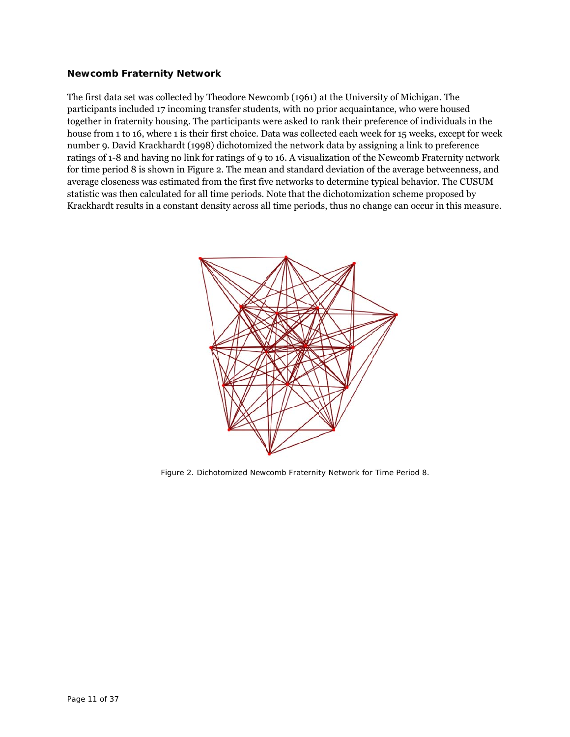### Newcomb Fraternity Network

The first data set was collected by Theodore Newcomb (1961) at the University of Michigan. The participants included 17 incoming transfer students, with no prior acquaintance, who were housed together in fraternity housing. The participants were asked to rank their preference of individuals in the house from 1 to 16, where 1 is their first choice. Data was collected each week for 15 weeks, except for week number 9. David Krackhardt (1998) dichotomized the network data by assigning a link to preference ratings of 1-8 and having no link for ratings of 9 to 16. A visualization of the Newcomb Fraternity network for time period 8 is shown in Figure 2. The mean and standard deviation of the average betweenness, and average closeness was estimated from the first five networks to determine typical behavior. The CUSUM statistic was then calculated for all time periods. Note that the dichotomization scheme proposed by Krackhardt results in a constant density across all time periods, thus no change can occur in this measure.

Figure 2. Dichotomized Newcomb Fraternity Network for Time Period 8.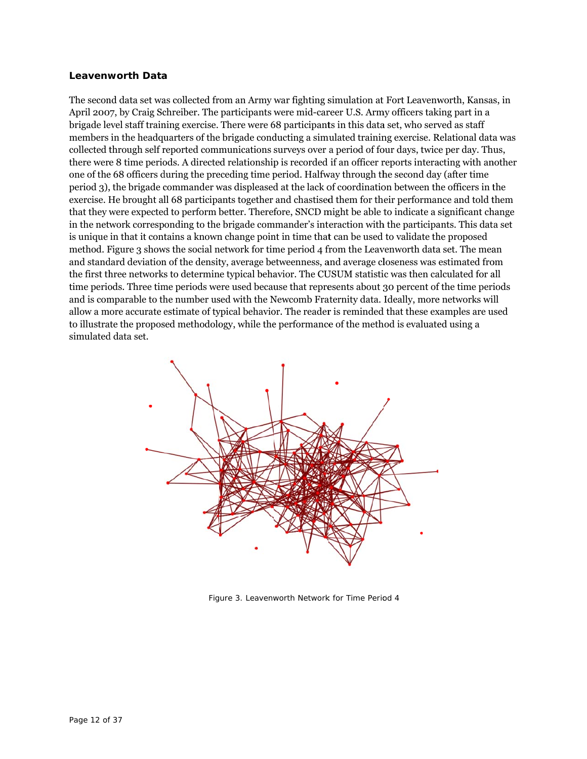### Leavenworth Data

The second data set was collected from an Army war fighting simulation at Fort Leavenworth, Kansas, in April 2007, by Craig Schreiber. The participants were mid-career U.S. Army officers taking part in a brigade level staff training exercise. There were 68 participants in this data set, who served as staff members in the headquarters of the brigade conducting a simulated training exercise. Relational data was collected through self reported communications surveys over a period of four days, twice per day. Thus, there were 8 time periods. A directed relationship is recorded if an officer reports interacting with another one of the 68 officers during the preceding time period. Halfway through the second day (after time period 3), the brigade commander was displeased at the lack of coordination between the officers in the exercise. He brought all 68 participants together and chastised them for their performance and told them that they were expected to perform better. Therefore, SNCD might be able to indicate a significant change in the network corresponding to the brigade commander's interaction with the participants. This data set is unique in that it contains a known change point in time that can be used to validate the proposed method. Figure 3 shows the social network for time period 4 from the Leavenworth data set. The mean and standard deviation of the density, average betweenness, and average closeness was estimated from the first three networks to determine typical behavior. The CUSUM statistic was then calculated for all time periods. Three time periods were used because that represents about 30 percent of the time periods and is comparable to the number used with the Newcomb Fraternity data. Ideally, more networks will allow a more accurate estimate of typical behavior. The reader is reminded that these examples are used to illustrate the proposed methodology, while the performance of the method is evaluated using a simulated data set.

Figure 3. Leavenworth Network for Time Period 4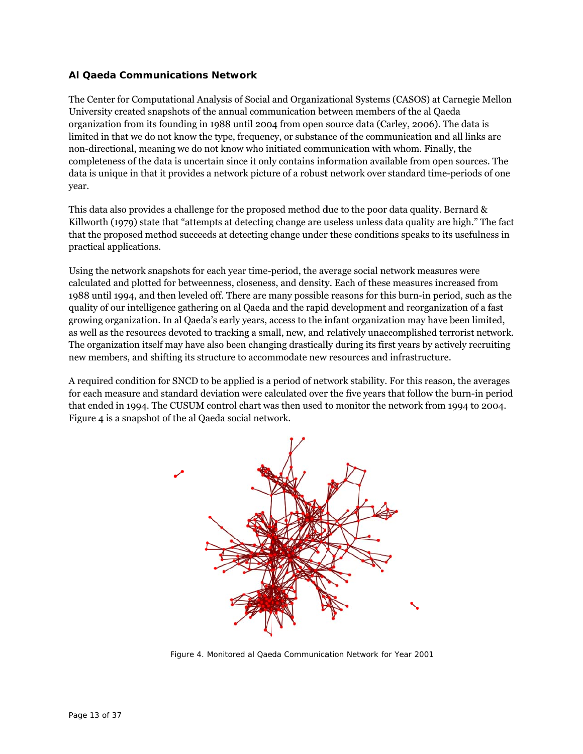### Al Qaeda Communications Network

The Center for Computational Analysis of Social and Organizational Systems (CASOS) at Carnegie Mellon University created snapshots of the annual communication between members of the al Qaeda organization from its founding in 1988 until 2004 from open source data (Carley, 2006). The data is limited in that we do not know the type, frequency, or substance of the communication and all links are non-directional, meaning we do not know who initiated communication with whom. Finally, the completeness of the data is uncertain since it only contains information available from open sources. The data is unique in that it provides a network picture of a robust network over standard time-periods of one year.

This data also provides a challenge for the proposed method due to the poor data quality. Bernard & Killworth (1979) state that "attempts at detecting change are useless unless data quality are high." The fact that the proposed method succeeds at detecting change under these conditions speaks to its usefulness in practical applications.

Using the network snapshots for each year time-period, the average social network measures were calculated and plotted for betweenness, closeness, and density. Each of these measures increased from 1988 until 1994, and then leveled off. There are many possible reasons for this burn-in period, such as the quality of our intelligence gathering on al Qaeda and the rapid development and reorganization of a fast growing organization. In al Qaeda's early years, access to the infant organization may have been limited, as well as the resources devoted to tracking a small, new, and relatively unaccomplished terrorist network. The organization itself may have also been changing drastically during its first years by actively recruiting new members, and shifting its structure to accommodate new resources and infrastructure.

A required condition for SNCD to be applied is a period of network stability. For this reason, the averages for each measure and standard deviation were calculated over the five years that follow the burn-in period that ended in 1994. The CUSUM control chart was then used to monitor the network from 1994 to 2004. Figure 4 is a snapshot of the al Qaeda social network.

Figure 4. Monitored al Qaeda Communication Network for Year 2001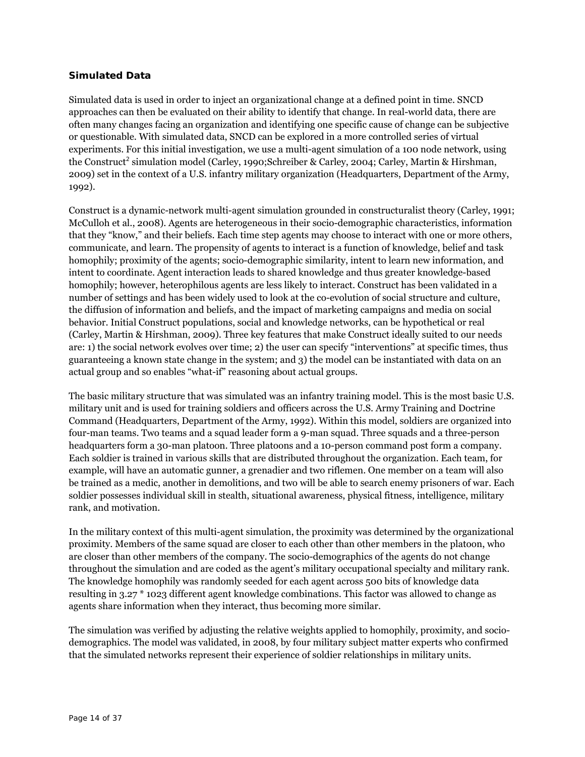### Simulated Data

Simulated data is used in order to inject an organizational change at a defined point in time. SNCD approaches can then be evaluated on their ability to identify that change. In real-world data, there are often many changes facing an organization and identifying one specific cause of change can be subjective or questionable. With simulated data, SNCD can be explored in a more controlled series of virtual experiments. For this initial investigation, we use a multi-agent simulation of a 100 node network, using the Construct[2] simulation model (Carley, 1990;Schreiber & Carley, 2004; Carley, Martin & Hirshman, 2009) set in the context of a U.S. infantry military organization (Headquarters, Department of the Army, 1992).

Construct is a dynamic-network multi-agent simulation grounded in constructuralist theory (Carley, 1991; McCulloh et al., 2008). Agents are heterogeneous in their socio-demographic characteristics, information that they "know," and their beliefs. Each time step agents may choose to interact with one or more others, communicate, and learn. The propensity of agents to interact is a function of knowledge, belief and task homophily; proximity of the agents; socio-demographic similarity, intent to learn new information, and intent to coordinate. Agent interaction leads to shared knowledge and thus greater knowledge-based homophily; however, heterophilous agents are less likely to interact. Construct has been validated in a number of settings and has been widely used to look at the co-evolution of social structure and culture, the diffusion of information and beliefs, and the impact of marketing campaigns and media on social behavior. Initial Construct populations, social and knowledge networks, can be hypothetical or real (Carley, Martin & Hirshman, 2009). Three key features that make Construct ideally suited to our needs are: 1) the social network evolves over time; 2) the user can specify "interventions" at specific times, thus guaranteeing a known state change in the system; and 3) the model can be instantiated with data on an actual group and so enables "what-if" reasoning about actual groups.

The basic military structure that was simulated was an infantry training model. This is the most basic U.S. military unit and is used for training soldiers and officers across the U.S. Army Training and Doctrine Command (Headquarters, Department of the Army, 1992). Within this model, soldiers are organized into four-man teams. Two teams and a squad leader form a 9-man squad. Three squads and a three-person headquarters form a 30-man platoon. Three platoons and a 10-person command post form a company. Each soldier is trained in various skills that are distributed throughout the organization. Each team, for example, will have an automatic gunner, a grenadier and two riflemen. One member on a team will also be trained as a medic, another in demolitions, and two will be able to search enemy prisoners of war. Each soldier possesses individual skill in stealth, situational awareness, physical fitness, intelligence, military rank, and motivation.

In the military context of this multi-agent simulation, the proximity was determined by the organizational proximity. Members of the same squad are closer to each other than other members in the platoon, who are closer than other members of the company. The socio-demographics of the agents do not change throughout the simulation and are coded as the agent's military occupational specialty and military rank. The knowledge homophily was randomly seeded for each agent across 500 bits of knowledge data resulting in $3.27 * 10^{23}$ different agent knowledge combinations. This factor was allowed to change as agents share information when they interact, thus becoming more similar.

The simulation was verified by adjusting the relative weights applied to homophily, proximity, and socio-demographics. The model was validated, in 2008, by four military subject matter experts who confirmed that the simulated networks represent their experience of soldier relationships in military units.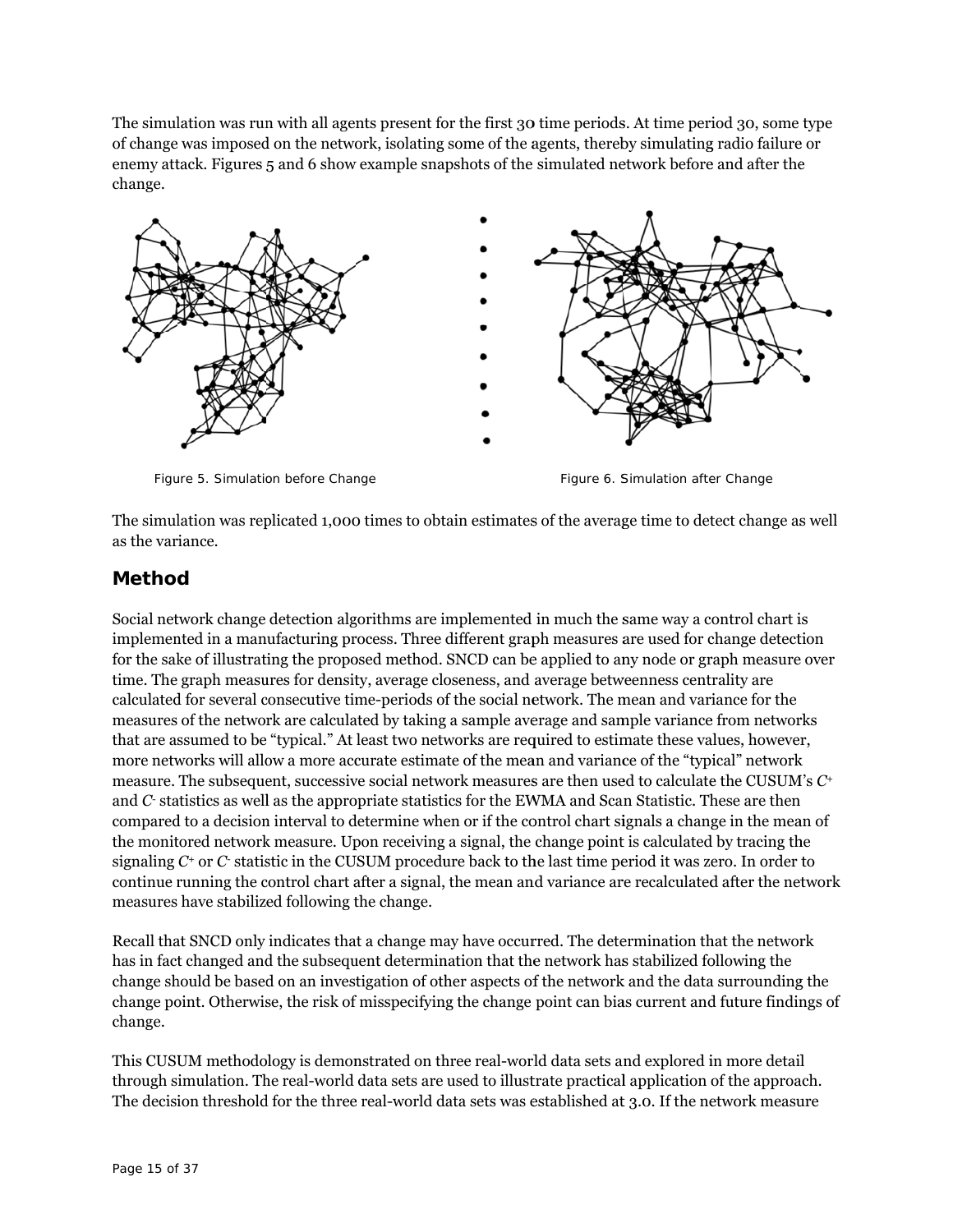The simulation was run with all agents present for the first 30 time periods. At time period 30, some type of change was imposed on the network, isolating some of the agents, thereby simulating radio failure or enemy attack. Figures 5 and 6 show example snapshots of the simulated network before and after the change.

Figure 5. Simulation before Change

Figure 6. Simulation after Change

The simulation was replicated 1,000 times to obtain estimates of the average time to detect change as well as the variance.

## Method

Social network change detection algorithms are implemented in much the same way a control chart is implemented in a manufacturing process. Three different graph measures are used for change detection for the sake of illustrating the proposed method. SNCD can be applied to any node or graph measure over time. The graph measures for density, average closeness, and average betweenness centrality are calculated for several consecutive time-periods of the social network. The mean and variance for the measures of the network are calculated by taking a sample average and sample variance from networks that are assumed to be "typical." At least two networks are required to estimate these values, however, more networks will allow a more accurate estimate of the mean and variance of the "typical" network measure. The subsequent, successive social network measures are then used to calculate the CUSUM's $C^+$ and $C^-$ statistics as well as the appropriate statistics for the EWMA and Scan Statistic. These are then compared to a decision interval to determine when or if the control chart signals a change in the mean of the monitored network measure. Upon receiving a signal, the change point is calculated by tracing the signaling $C^+$ or $C^-$ statistic in the CUSUM procedure back to the last time period it was zero. In order to continue running the control chart after a signal, the mean and variance are recalculated after the network measures have stabilized following the change.

Recall that SNCD only indicates that a change may have occurred. The determination that the network has in fact changed and the subsequent determination that the network has stabilized following the change should be based on an investigation of other aspects of the network and the data surrounding the change point. Otherwise, the risk of misspecifying the change point can bias current and future findings of change.

This CUSUM methodology is demonstrated on three real-world data sets and explored in more detail through simulation. The real-world data sets are used to illustrate practical application of the approach. The decision threshold for the three real-world data sets was established at 3.0. If the network measure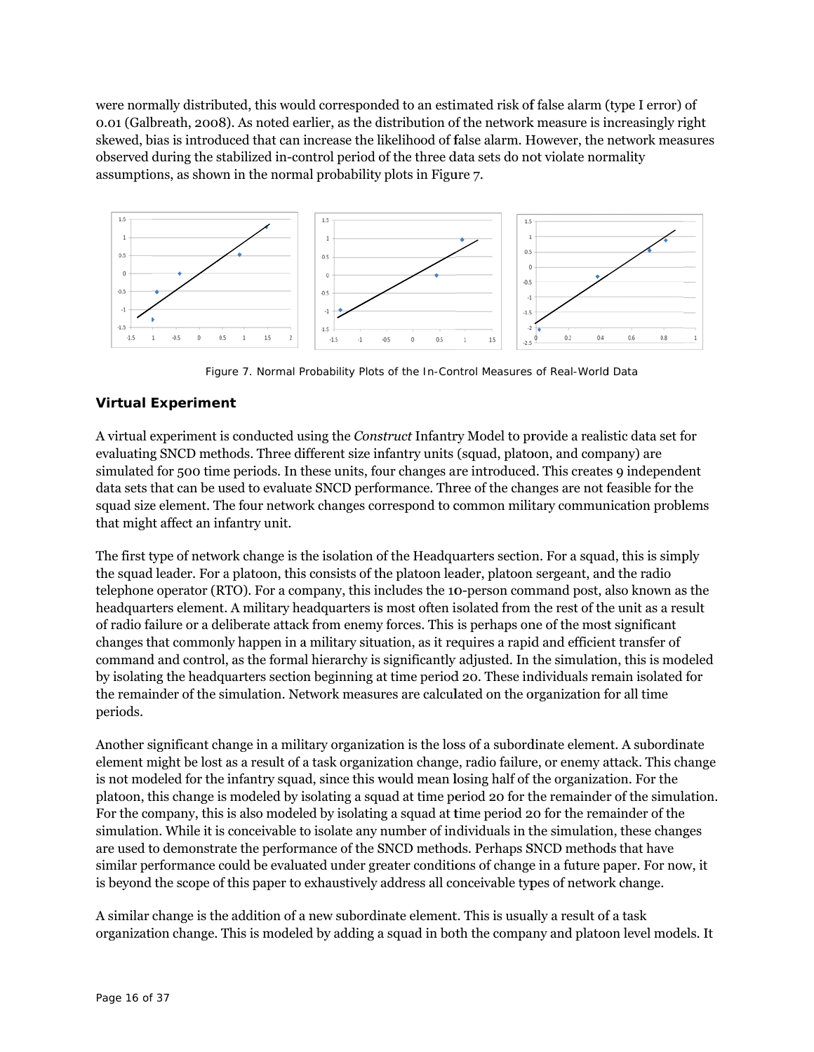were normally distributed, this would corresponded to an estimated risk of false alarm (type I error) of 0.01 (Galbreath, 2008). As noted earlier, as the distribution of the network measure is increasingly right skewed, bias is introduced that can increase the likelihood of false alarm. However, the network measures observed during the stabilized in-control period of the three data sets do not violate normality assumptions, as shown in the normal probability plots in Figure 7.

Figure 7. Normal Probability Plots of the In-Control Measures of Real-World Data

### Virtual Experiment

A virtual experiment is conducted using the *Construct* Infantry Model to provide a realistic data set for evaluating SNCD methods. Three different size infantry units (squad, platoon, and company) are simulated for 500 time periods. In these units, four changes are introduced. This creates 9 independent data sets that can be used to evaluate SNCD performance. Three of the changes are not feasible for the squad size element. The four network changes correspond to common military communication problems that might affect an infantry unit.

The first type of network change is the isolation of the Headquarters section. For a squad, this is simply the squad leader. For a platoon, this consists of the platoon leader, platoon sergeant, and the radio telephone operator (RTO). For a company, this includes the 10-person command post, also known as the headquarters element. A military headquarters is most often isolated from the rest of the unit as a result of radio failure or a deliberate attack from enemy forces. This is perhaps one of the most significant changes that commonly happen in a military situation, as it requires a rapid and efficient transfer of command and control, as the formal hierarchy is significantly adjusted. In the simulation, this is modeled by isolating the headquarters section beginning at time period 20. These individuals remain isolated for the remainder of the simulation. Network measures are calculated on the organization for all time periods.

Another significant change in a military organization is the loss of a subordinate element. A subordinate element might be lost as a result of a task organization change, radio failure, or enemy attack. This change is not modeled for the infantry squad, since this would mean losing half of the organization. For the platoon, this change is modeled by isolating a squad at time period 20 for the remainder of the simulation. For the company, this is also modeled by isolating a squad at time period 20 for the remainder of the simulation. While it is conceivable to isolate any number of individuals in the simulation, these changes are used to demonstrate the performance of the SNCD methods. Perhaps SNCD methods that have similar performance could be evaluated under greater conditions of change in a future paper. For now, it is beyond the scope of this paper to exhaustively address all conceivable types of network change.

A similar change is the addition of a new subordinate element. This is usually a result of a task organization change. This is modeled by adding a squad in both the company and platoon level models. It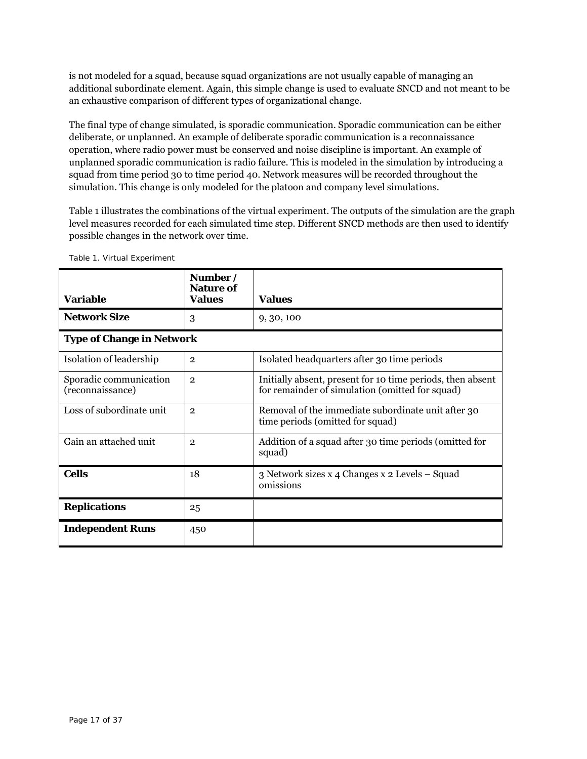is not modeled for a squad, because squad organizations are not usually capable of managing an additional subordinate element. Again, this simple change is used to evaluate SNCD and not meant to be an exhaustive comparison of different types of organizational change.

The final type of change simulated, is sporadic communication. Sporadic communication can be either deliberate, or unplanned. An example of deliberate sporadic communication is a reconnaissance operation, where radio power must be conserved and noise discipline is important. An example of unplanned sporadic communication is radio failure. This is modeled in the simulation by introducing a squad from time period 30 to time period 40. Network measures will be recorded throughout the simulation. This change is only modeled for the platoon and company level simulations.

Table 1 illustrates the combinations of the virtual experiment. The outputs of the simulation are the graph level measures recorded for each simulated time step. Different SNCD methods are then used to identify possible changes in the network over time.

Table 1. Virtual Experiment

| **Variable** | **Number / Nature of Values** | **Values** |
|---|---|---|
| **Network Size** | 3 | 9, 30, 100 |
| **Type of Change in Network** | | |
| Isolation of leadership | 2 | Isolated headquarters after 30 time periods |
| Sporadic communication (reconnaissance) | 2 | Initially absent, present for 10 time periods, then absent for remainder of simulation (omitted for squad) |
| Loss of subordinate unit | 2 | Removal of the immediate subordinate unit after 30 time periods (omitted for squad) |
| Gain an attached unit | 2 | Addition of a squad after 30 time periods (omitted for squad) |
| **Cells** | 18 | 3 Network sizes x 4 Changes x 2 Levels – Squad omissions |
| **Replications** | 25 | |
| **Independent Runs** | 450 | |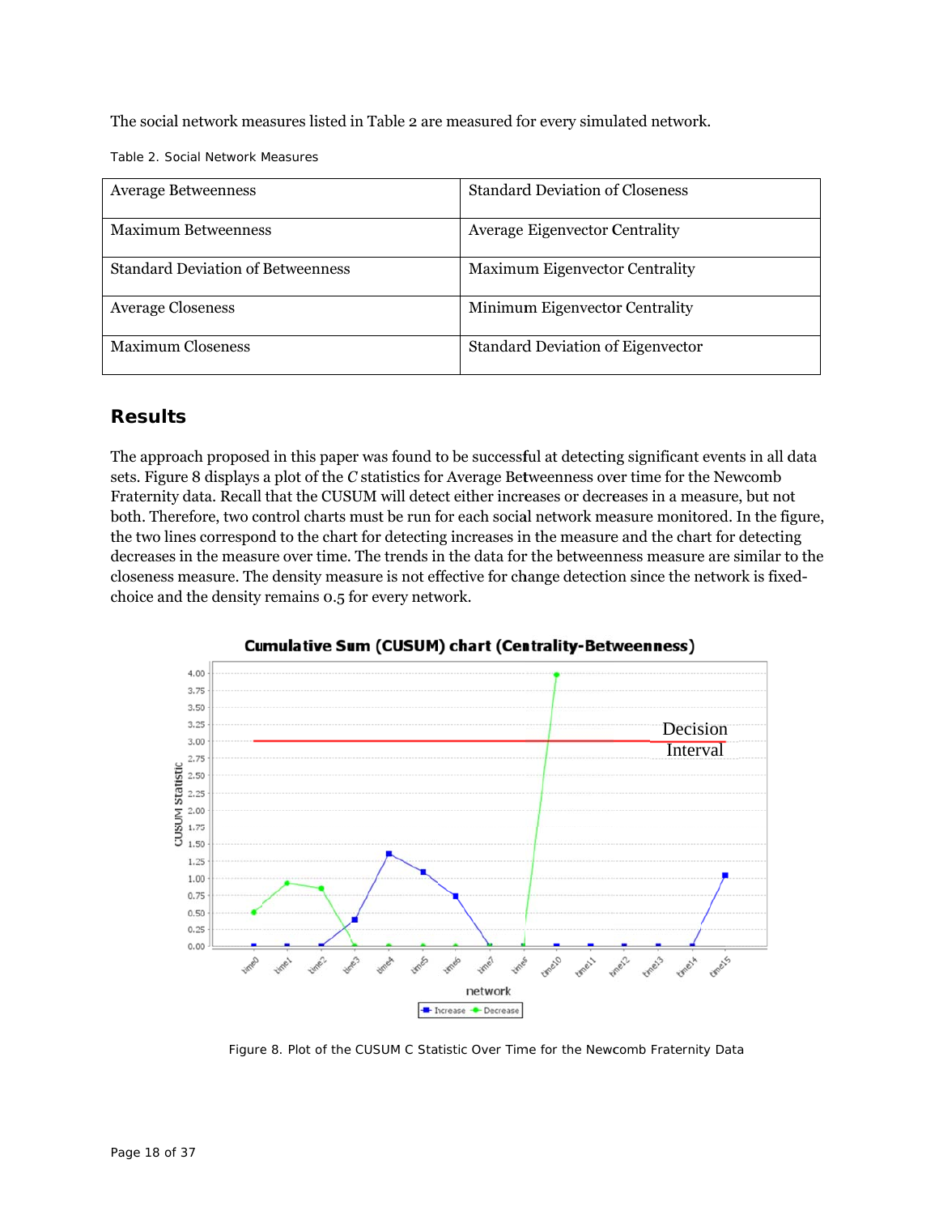The social network measures listed in Table 2 are measured for every simulated network.

Table 2. Social Network Measures

| Average Betweenness | Standard Deviation of Closeness |
|---|---|
| Maximum Betweenness | Average Eigenvector Centrality |
| Standard Deviation of Betweenness | Maximum Eigenvector Centrality |
| Average Closeness | Minimum Eigenvector Centrality |
| Maximum Closeness | Standard Deviation of Eigenvector |

## Results

The approach proposed in this paper was found to be successful at detecting significant events in all data sets. Figure 8 displays a plot of the *C* statistics for Average Betweenness over time for the Newcomb Fraternity data. Recall that the CUSUM will detect either increases or decreases in a measure, but not both. Therefore, two control charts must be run for each social network measure monitored. In the figure, the two lines correspond to the chart for detecting increases in the measure and the chart for detecting decreases in the measure over time. The trends in the data for the betweenness measure are similar to the closeness measure. The density measure is not effective for change detection since the network is fixed-choice and the density remains 0.5 for every network.

Figure 8. Plot of the CUSUM C Statistic Over Time for the Newcomb Fraternity Data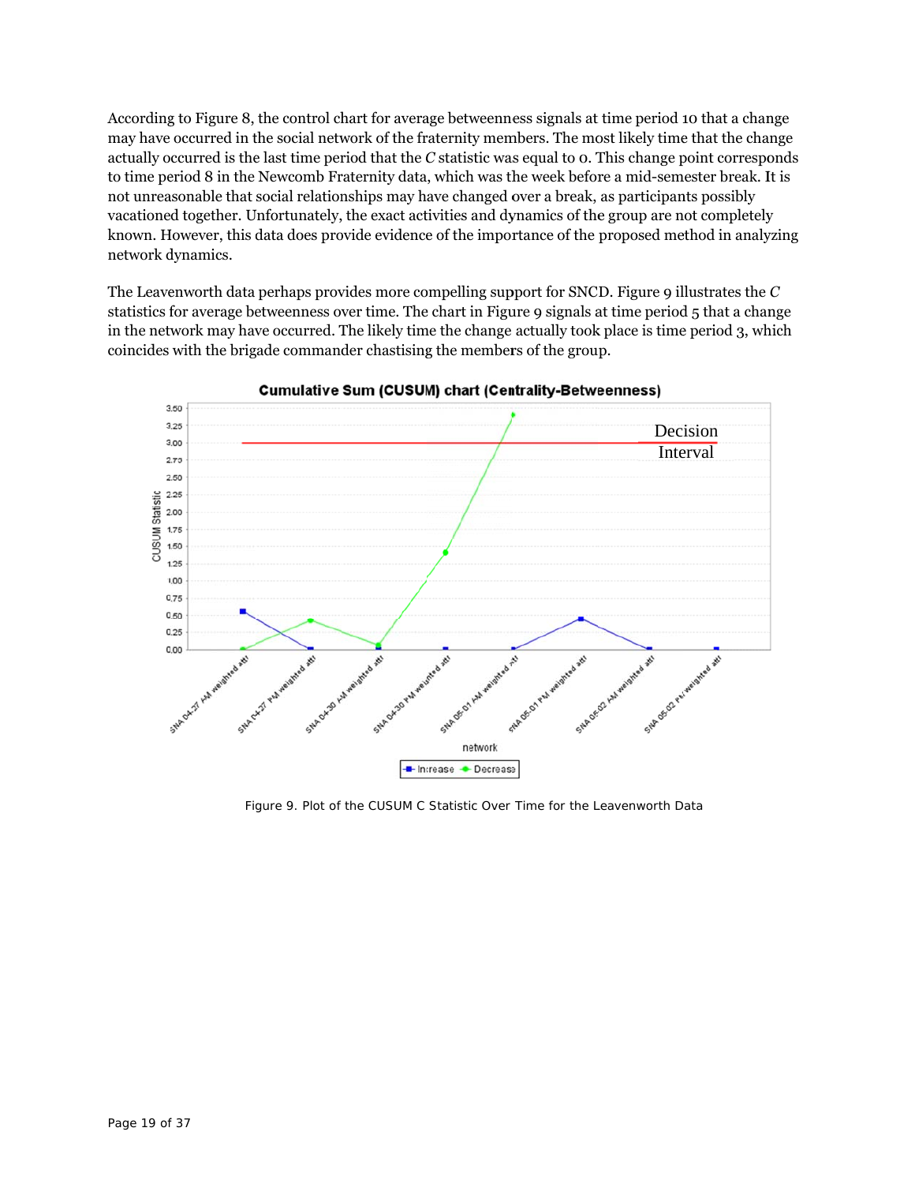According to Figure 8, the control chart for average betweenness signals at time period 10 that a change may have occurred in the social network of the fraternity members. The most likely time that the change actually occurred is the last time period that the *C* statistic was equal to 0. This change point corresponds to time period 8 in the Newcomb Fraternity data, which was the week before a mid-semester break. It is not unreasonable that social relationships may have changed over a break, as participants possibly vacationed together. Unfortunately, the exact activities and dynamics of the group are not completely known. However, this data does provide evidence of the importance of the proposed method in analyzing network dynamics.

The Leavenworth data perhaps provides more compelling support for SNCD. Figure 9 illustrates the *C* statistics for average betweenness over time. The chart in Figure 9 signals at time period 5 that a change in the network may have occurred. The likely time the change actually took place is time period 3, which coincides with the brigade commander chastising the members of the group.

Figure 9. Plot of the CUSUM C Statistic Over Time for the Leavenworth Data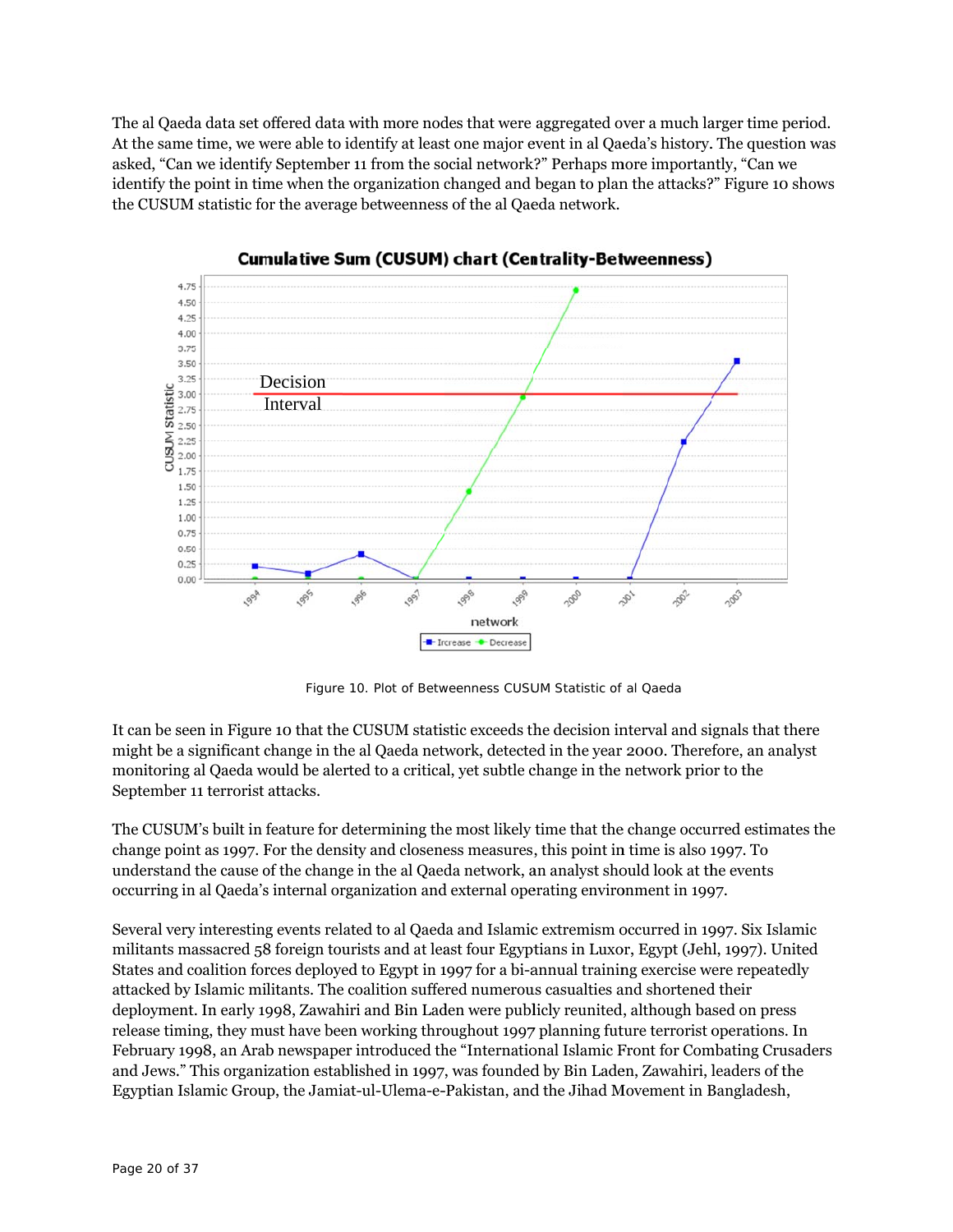The al Qaeda data set offered data with more nodes that were aggregated over a much larger time period. At the same time, we were able to identify at least one major event in al Qaeda's history. The question was asked, "Can we identify September 11 from the social network?" Perhaps more importantly, "Can we identify the point in time when the organization changed and began to plan the attacks?" Figure 10 shows the CUSUM statistic for the average betweenness of the al Qaeda network.

Figure 10. Plot of Betweenness CUSUM Statistic of al Qaeda

It can be seen in Figure 10 that the CUSUM statistic exceeds the decision interval and signals that there might be a significant change in the al Qaeda network, detected in the year 2000. Therefore, an analyst monitoring al Qaeda would be alerted to a critical, yet subtle change in the network prior to the September 11 terrorist attacks.

The CUSUM's built in feature for determining the most likely time that the change occurred estimates the change point as 1997. For the density and closeness measures, this point in time is also 1997. To understand the cause of the change in the al Qaeda network, an analyst should look at the events occurring in al Qaeda's internal organization and external operating environment in 1997.

Several very interesting events related to al Qaeda and Islamic extremism occurred in 1997. Six Islamic militants massacred 58 foreign tourists and at least four Egyptians in Luxor, Egypt (Jehl, 1997). United States and coalition forces deployed to Egypt in 1997 for a bi-annual training exercise were repeatedly attacked by Islamic militants. The coalition suffered numerous casualties and shortened their deployment. In early 1998, Zawahiri and Bin Laden were publicly reunited, although based on press release timing, they must have been working throughout 1997 planning future terrorist operations. In February 1998, an Arab newspaper introduced the "International Islamic Front for Combating Crusaders and Jews." This organization established in 1997, was founded by Bin Laden, Zawahiri, leaders of the Egyptian Islamic Group, the Jamiat-ul-Ulema-e-Pakistan, and the Jihad Movement in Bangladesh,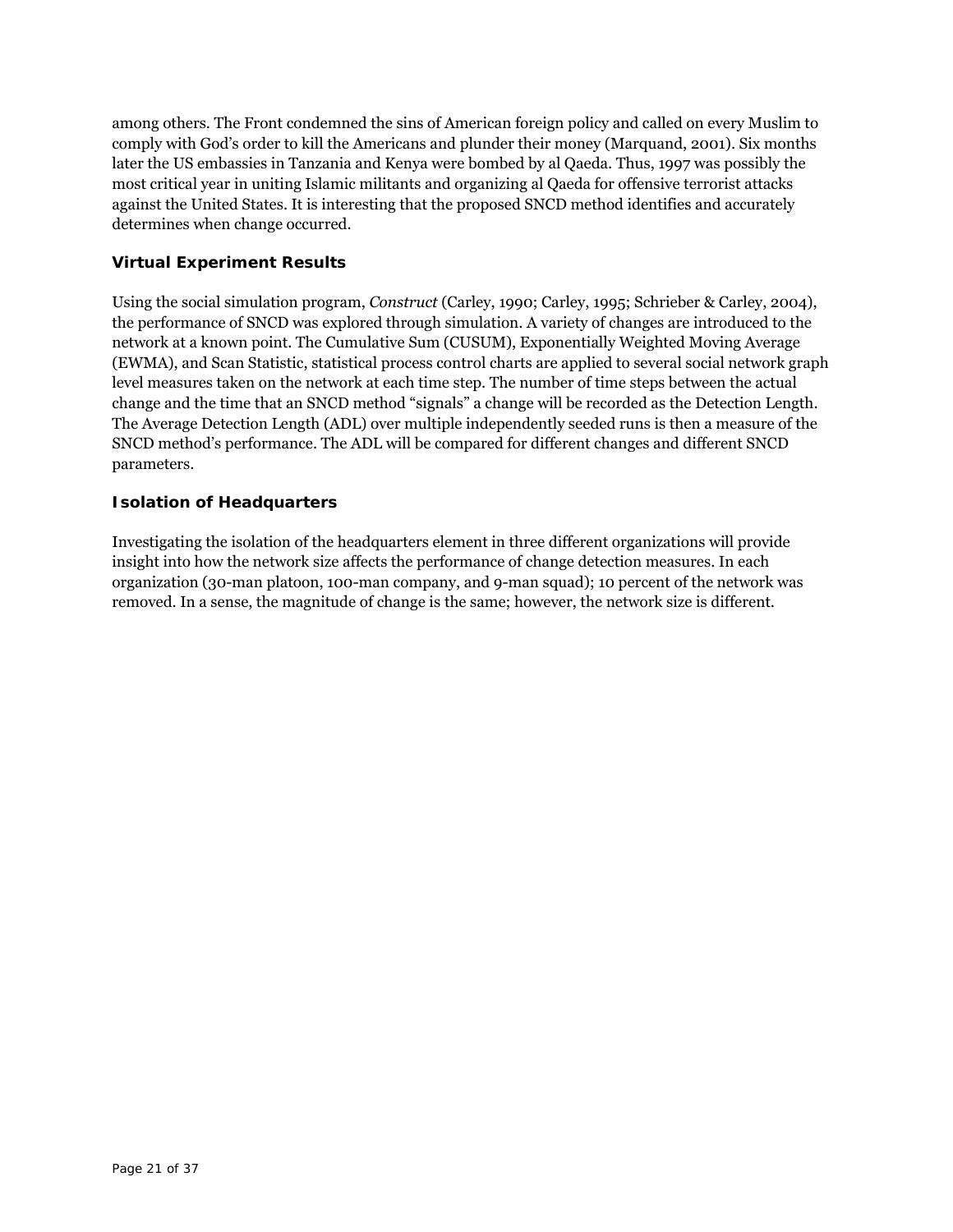among others. The Front condemned the sins of American foreign policy and called on every Muslim to comply with God's order to kill the Americans and plunder their money (Marquand, 2001). Six months later the US embassies in Tanzania and Kenya were bombed by al Qaeda. Thus, 1997 was possibly the most critical year in uniting Islamic militants and organizing al Qaeda for offensive terrorist attacks against the United States. It is interesting that the proposed SNCD method identifies and accurately determines when change occurred.

### Virtual Experiment Results

Using the social simulation program, *Construct* (Carley, 1990; Carley, 1995; Schrieber & Carley, 2004), the performance of SNCD was explored through simulation. A variety of changes are introduced to the network at a known point. The Cumulative Sum (CUSUM), Exponentially Weighted Moving Average (EWMA), and Scan Statistic, statistical process control charts are applied to several social network graph level measures taken on the network at each time step. The number of time steps between the actual change and the time that an SNCD method "signals" a change will be recorded as the Detection Length. The Average Detection Length (ADL) over multiple independently seeded runs is then a measure of the SNCD method's performance. The ADL will be compared for different changes and different SNCD parameters.

### Isolation of Headquarters

Investigating the isolation of the headquarters element in three different organizations will provide insight into how the network size affects the performance of change detection measures. In each organization (30-man platoon, 100-man company, and 9-man squad); 10 percent of the network was removed. In a sense, the magnitude of change is the same; however, the network size is different.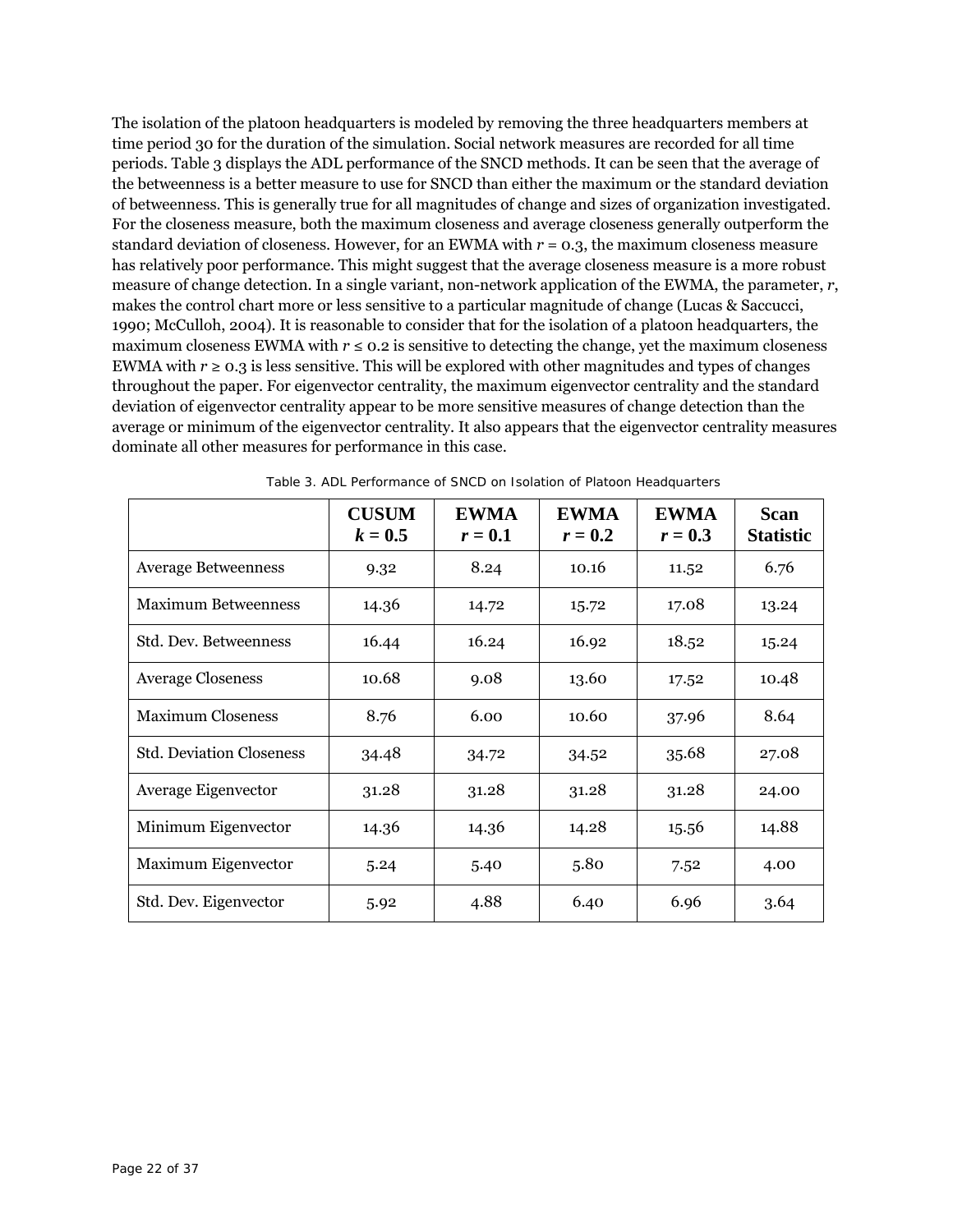The isolation of the platoon headquarters is modeled by removing the three headquarters members at time period 30 for the duration of the simulation. Social network measures are recorded for all time periods. Table 3 displays the ADL performance of the SNCD methods. It can be seen that the average of the betweenness is a better measure to use for SNCD than either the maximum or the standard deviation of betweenness. This is generally true for all magnitudes of change and sizes of organization investigated. For the closeness measure, both the maximum closeness and average closeness generally outperform the standard deviation of closeness. However, for an EWMA with $r = 0.3$, the maximum closeness measure has relatively poor performance. This might suggest that the average closeness measure is a more robust measure of change detection. In a single variant, non-network application of the EWMA, the parameter, $r$, makes the control chart more or less sensitive to a particular magnitude of change (Lucas & Saccucci, 1990; McCulloh, 2004). It is reasonable to consider that for the isolation of a platoon headquarters, the maximum closeness EWMA with $r \leq 0.2$ is sensitive to detecting the change, yet the maximum closeness EWMA with $r \geq 0.3$ is less sensitive. This will be explored with other magnitudes and types of changes throughout the paper. For eigenvector centrality, the maximum eigenvector centrality and the standard deviation of eigenvector centrality appear to be more sensitive measures of change detection than the average or minimum of the eigenvector centrality. It also appears that the eigenvector centrality measures dominate all other measures for performance in this case.

Table 3. ADL Performance of SNCD on Isolation of Platoon Headquarters

| | **CUSUM $k = 0.5$** | **EWMA $r = 0.1$** | **EWMA $r = 0.2$** | **EWMA $r = 0.3$** | **Scan Statistic** |
|---|---|---|---|---|---|
| Average Betweenness | 9.32 | 8.24 | 10.16 | 11.52 | 6.76 |
| Maximum Betweenness | 14.36 | 14.72 | 15.72 | 17.08 | 13.24 |
| Std. Dev. Betweenness | 16.44 | 16.24 | 16.92 | 18.52 | 15.24 |
| Average Closeness | 10.68 | 9.08 | 13.60 | 17.52 | 10.48 |
| Maximum Closeness | 8.76 | 6.00 | 10.60 | 37.96 | 8.64 |
| Std. Deviation Closeness | 34.48 | 34.72 | 34.52 | 35.68 | 27.08 |
| Average Eigenvector | 31.28 | 31.28 | 31.28 | 31.28 | 24.00 |
| Minimum Eigenvector | 14.36 | 14.36 | 14.28 | 15.56 | 14.88 |
| Maximum Eigenvector | 5.24 | 5.40 | 5.80 | 7.52 | 4.00 |
| Std. Dev. Eigenvector | 5.92 | 4.88 | 6.40 | 6.96 | 3.64 |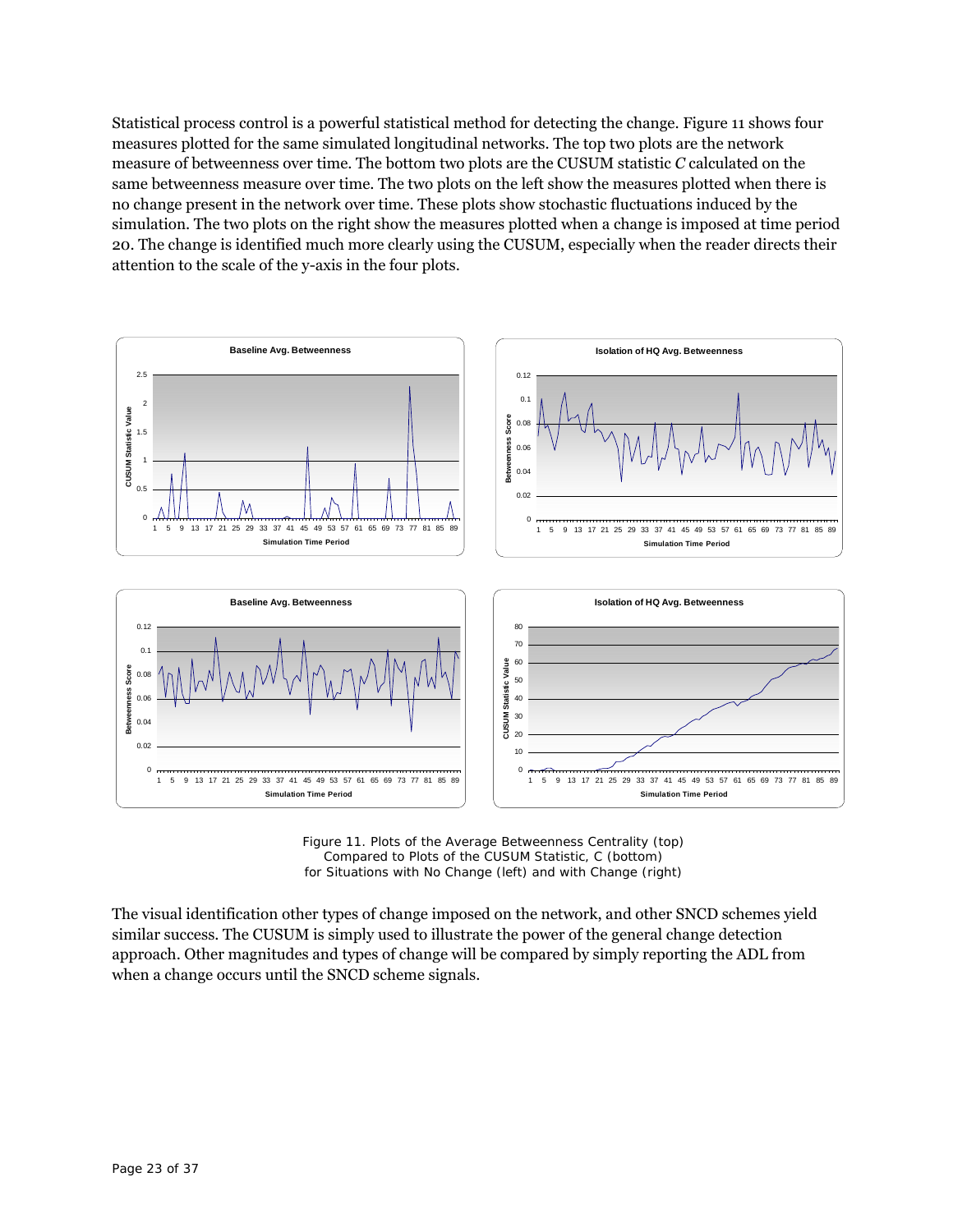Statistical process control is a powerful statistical method for detecting the change. Figure 11 shows four measures plotted for the same simulated longitudinal networks. The top two plots are the network measure of betweenness over time. The bottom two plots are the CUSUM statistic *C* calculated on the same betweenness measure over time. The two plots on the left show the measures plotted when there is no change present in the network over time. These plots show stochastic fluctuations induced by the simulation. The two plots on the right show the measures plotted when a change is imposed at time period 20. The change is identified much more clearly using the CUSUM, especially when the reader directs their attention to the scale of the y-axis in the four plots.

Figure 11. Plots of the Average Betweenness Centrality (top) Compared to Plots of the CUSUM Statistic, C (bottom) for Situations with No Change (left) and with Change (right)

The visual identification other types of change imposed on the network, and other SNCD schemes yield similar success. The CUSUM is simply used to illustrate the power of the general change detection approach. Other magnitudes and types of change will be compared by simply reporting the ADL from when a change occurs until the SNCD scheme signals.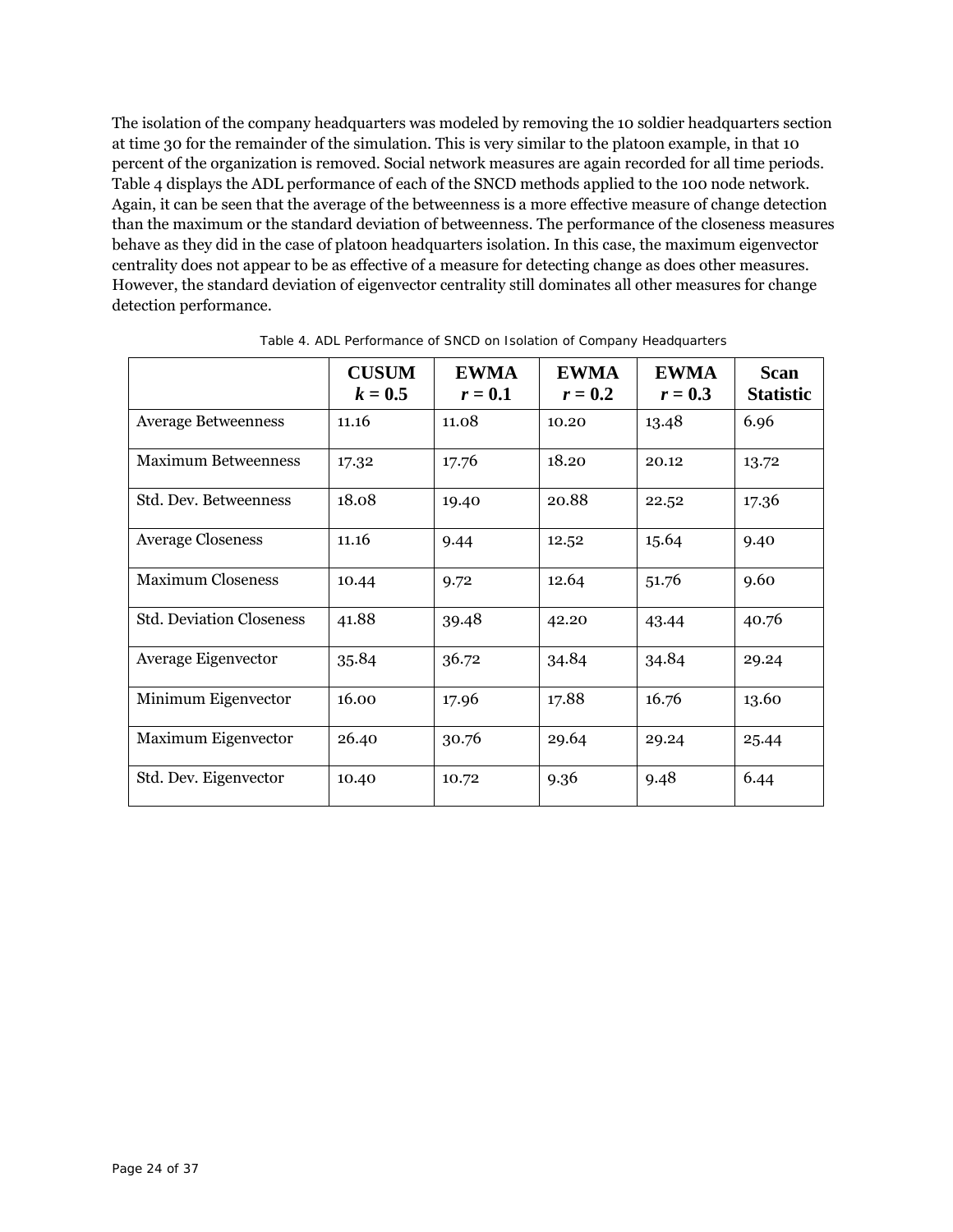The isolation of the company headquarters was modeled by removing the 10 soldier headquarters section at time 30 for the remainder of the simulation. This is very similar to the platoon example, in that 10 percent of the organization is removed. Social network measures are again recorded for all time periods. Table 4 displays the ADL performance of each of the SNCD methods applied to the 100 node network. Again, it can be seen that the average of the betweenness is a more effective measure of change detection than the maximum or the standard deviation of betweenness. The performance of the closeness measures behave as they did in the case of platoon headquarters isolation. In this case, the maximum eigenvector centrality does not appear to be as effective of a measure for detecting change as does other measures. However, the standard deviation of eigenvector centrality still dominates all other measures for change detection performance.

Table 4. ADL Performance of SNCD on Isolation of Company Headquarters

| | **CUSUM** $k = 0.5$ | **EWMA** $r = 0.1$ | **EWMA** $r = 0.2$ | **EWMA** $r = 0.3$ | **Scan Statistic** |
|---|---|---|---|---|---|
| Average Betweenness | 11.16 | 11.08 | 10.20 | 13.48 | 6.96 |
| Maximum Betweenness | 17.32 | 17.76 | 18.20 | 20.12 | 13.72 |
| Std. Dev. Betweenness | 18.08 | 19.40 | 20.88 | 22.52 | 17.36 |
| Average Closeness | 11.16 | 9.44 | 12.52 | 15.64 | 9.40 |
| Maximum Closeness | 10.44 | 9.72 | 12.64 | 51.76 | 9.60 |
| Std. Deviation Closeness | 41.88 | 39.48 | 42.20 | 43.44 | 40.76 |
| Average Eigenvector | 35.84 | 36.72 | 34.84 | 34.84 | 29.24 |
| Minimum Eigenvector | 16.00 | 17.96 | 17.88 | 16.76 | 13.60 |
| Maximum Eigenvector | 26.40 | 30.76 | 29.64 | 29.24 | 25.44 |
| Std. Dev. Eigenvector | 10.40 | 10.72 | 9.36 | 9.48 | 6.44 |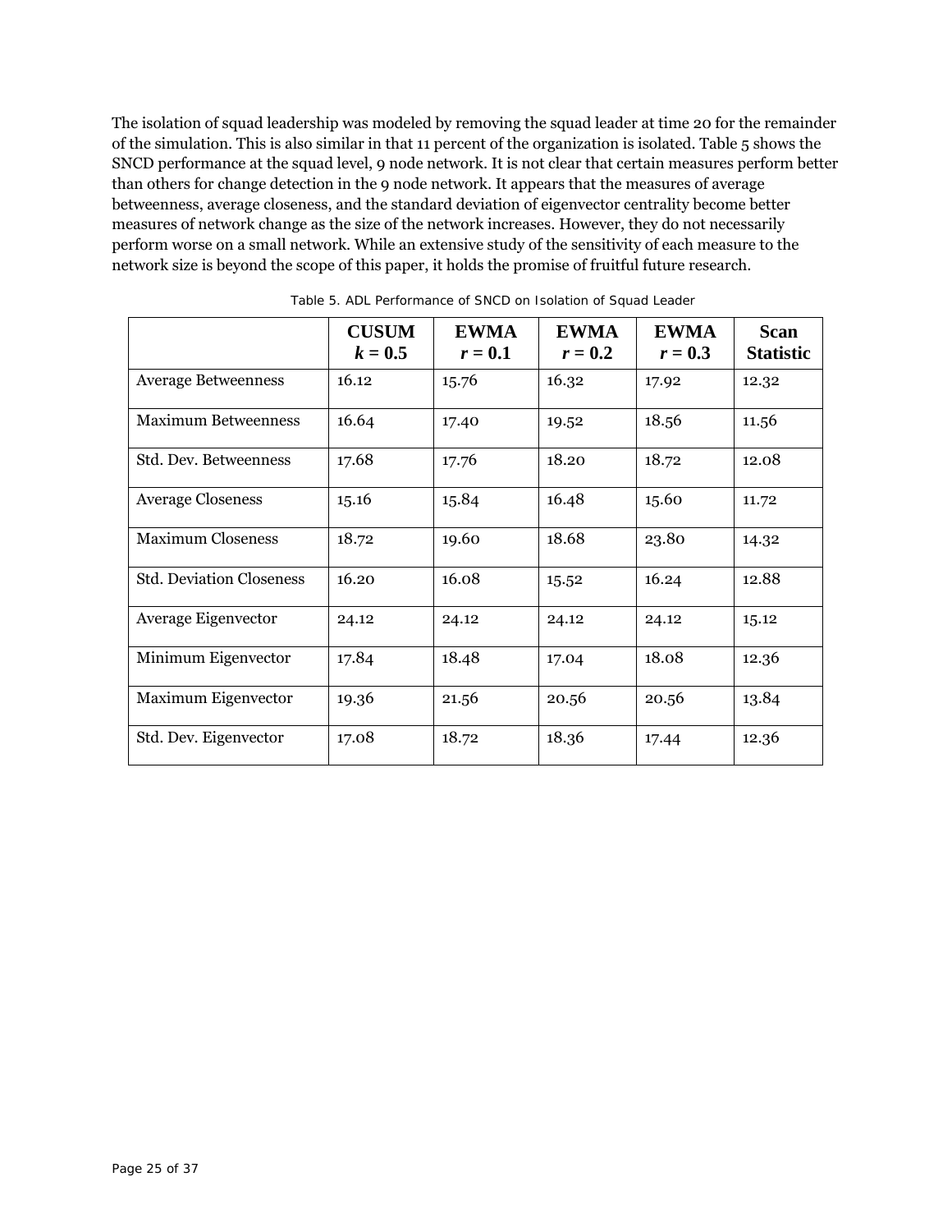The isolation of squad leadership was modeled by removing the squad leader at time 20 for the remainder of the simulation. This is also similar in that 11 percent of the organization is isolated. Table 5 shows the SNCD performance at the squad level, 9 node network. It is not clear that certain measures perform better than others for change detection in the 9 node network. It appears that the measures of average betweenness, average closeness, and the standard deviation of eigenvector centrality become better measures of network change as the size of the network increases. However, they do not necessarily perform worse on a small network. While an extensive study of the sensitivity of each measure to the network size is beyond the scope of this paper, it holds the promise of fruitful future research.

Table 5. ADL Performance of SNCD on Isolation of Squad Leader

| | **CUSUM** $k = 0.5$ | **EWMA** $r = 0.1$ | **EWMA** $r = 0.2$ | **EWMA** $r = 0.3$ | **Scan Statistic** |
|---|---|---|---|---|---|
| Average Betweenness | 16.12 | 15.76 | 16.32 | 17.92 | 12.32 |
| Maximum Betweenness | 16.64 | 17.40 | 19.52 | 18.56 | 11.56 |
| Std. Dev. Betweenness | 17.68 | 17.76 | 18.20 | 18.72 | 12.08 |
| Average Closeness | 15.16 | 15.84 | 16.48 | 15.60 | 11.72 |
| Maximum Closeness | 18.72 | 19.60 | 18.68 | 23.80 | 14.32 |
| Std. Deviation Closeness | 16.20 | 16.08 | 15.52 | 16.24 | 12.88 |
| Average Eigenvector | 24.12 | 24.12 | 24.12 | 24.12 | 15.12 |
| Minimum Eigenvector | 17.84 | 18.48 | 17.04 | 18.08 | 12.36 |
| Maximum Eigenvector | 19.36 | 21.56 | 20.56 | 20.56 | 13.84 |
| Std. Dev. Eigenvector | 17.08 | 18.72 | 18.36 | 17.44 | 12.36 |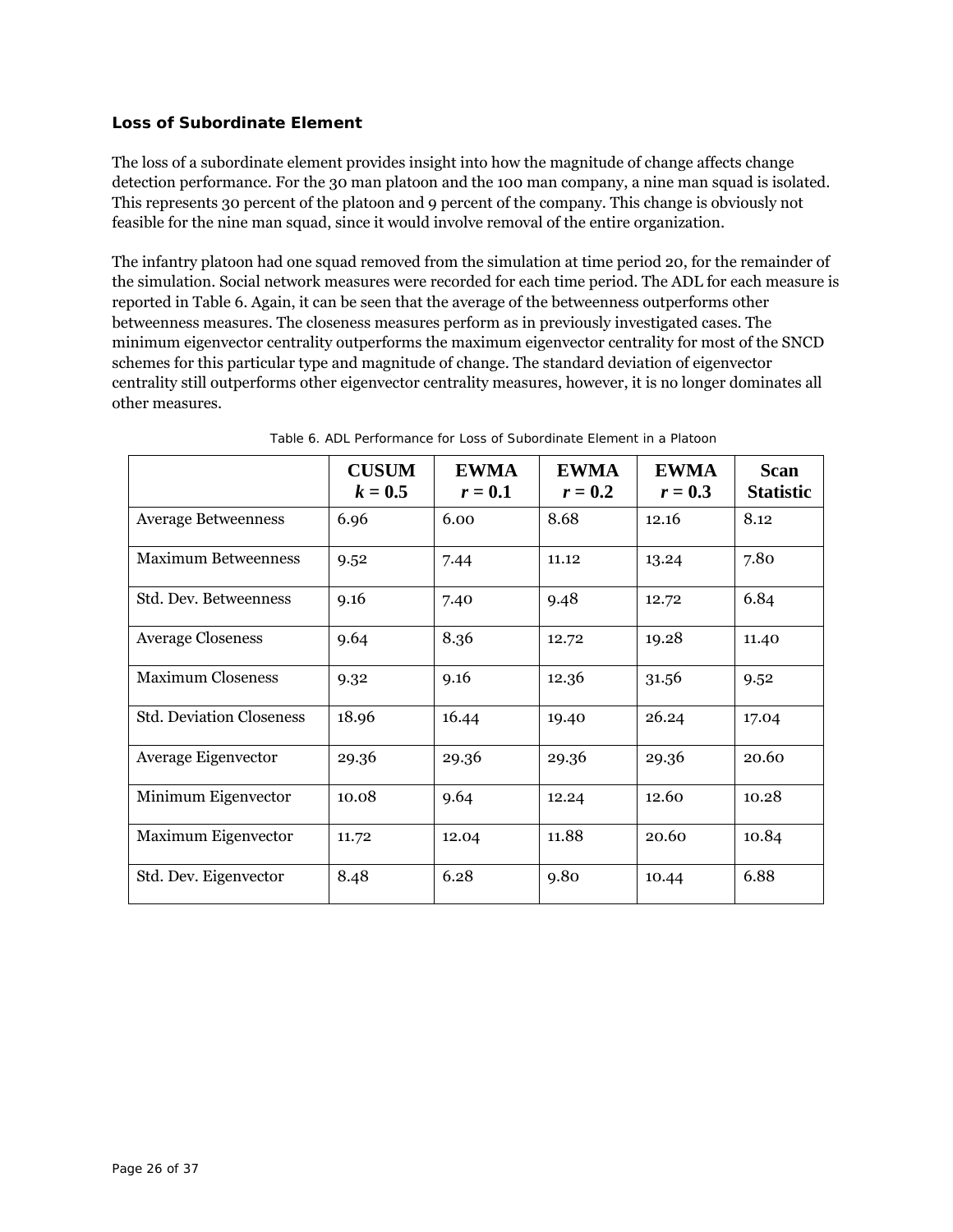### Loss of Subordinate Element

The loss of a subordinate element provides insight into how the magnitude of change affects change detection performance. For the 30 man platoon and the 100 man company, a nine man squad is isolated. This represents 30 percent of the platoon and 9 percent of the company. This change is obviously not feasible for the nine man squad, since it would involve removal of the entire organization.

The infantry platoon had one squad removed from the simulation at time period 20, for the remainder of the simulation. Social network measures were recorded for each time period. The ADL for each measure is reported in Table 6. Again, it can be seen that the average of the betweenness outperforms other betweenness measures. The closeness measures perform as in previously investigated cases. The minimum eigenvector centrality outperforms the maximum eigenvector centrality for most of the SNCD schemes for this particular type and magnitude of change. The standard deviation of eigenvector centrality still outperforms other eigenvector centrality measures, however, it is no longer dominates all other measures.

Table 6. ADL Performance for Loss of Subordinate Element in a Platoon

| | CUSUM $k = 0.5$ | EWMA $r = 0.1$ | EWMA $r = 0.2$ | EWMA $r = 0.3$ | Scan Statistic |
|---|---|---|---|---|---|
| Average Betweenness | 6.96 | 6.00 | 8.68 | 12.16 | 8.12 |
| Maximum Betweenness | 9.52 | 7.44 | 11.12 | 13.24 | 7.80 |
| Std. Dev. Betweenness | 9.16 | 7.40 | 9.48 | 12.72 | 6.84 |
| Average Closeness | 9.64 | 8.36 | 12.72 | 19.28 | 11.40 |
| Maximum Closeness | 9.32 | 9.16 | 12.36 | 31.56 | 9.52 |
| Std. Deviation Closeness | 18.96 | 16.44 | 19.40 | 26.24 | 17.04 |
| Average Eigenvector | 29.36 | 29.36 | 29.36 | 29.36 | 20.60 |
| Minimum Eigenvector | 10.08 | 9.64 | 12.24 | 12.60 | 10.28 |
| Maximum Eigenvector | 11.72 | 12.04 | 11.88 | 20.60 | 10.84 |
| Std. Dev. Eigenvector | 8.48 | 6.28 | 9.80 | 10.44 | 6.88 |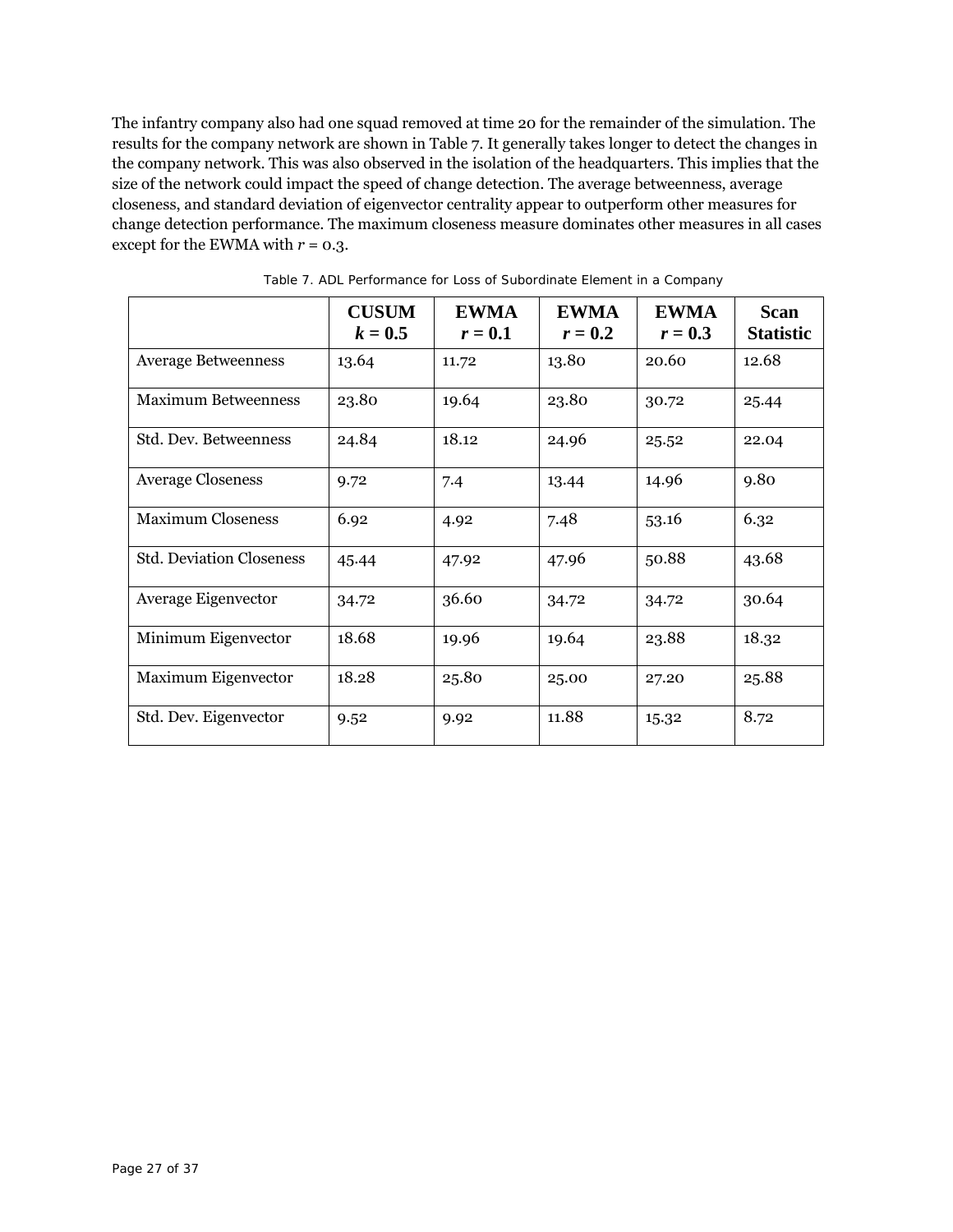The infantry company also had one squad removed at time 20 for the remainder of the simulation. The results for the company network are shown in Table 7. It generally takes longer to detect the changes in the company network. This was also observed in the isolation of the headquarters. This implies that the size of the network could impact the speed of change detection. The average betweenness, average closeness, and standard deviation of eigenvector centrality appear to outperform other measures for change detection performance. The maximum closeness measure dominates other measures in all cases except for the EWMA with $r = 0.3$.

Table 7. ADL Performance for Loss of Subordinate Element in a Company

| | **CUSUM** $k = 0.5$ | **EWMA** $r = 0.1$ | **EWMA** $r = 0.2$ | **EWMA** $r = 0.3$ | **Scan Statistic** |
|---|---|---|---|---|---|
| Average Betweenness | 13.64 | 11.72 | 13.80 | 20.60 | 12.68 |
| Maximum Betweenness | 23.80 | 19.64 | 23.80 | 30.72 | 25.44 |
| Std. Dev. Betweenness | 24.84 | 18.12 | 24.96 | 25.52 | 22.04 |
| Average Closeness | 9.72 | 7.4 | 13.44 | 14.96 | 9.80 |
| Maximum Closeness | 6.92 | 4.92 | 7.48 | 53.16 | 6.32 |
| Std. Deviation Closeness | 45.44 | 47.92 | 47.96 | 50.88 | 43.68 |
| Average Eigenvector | 34.72 | 36.60 | 34.72 | 34.72 | 30.64 |
| Minimum Eigenvector | 18.68 | 19.96 | 19.64 | 23.88 | 18.32 |
| Maximum Eigenvector | 18.28 | 25.80 | 25.00 | 27.20 | 25.88 |
| Std. Dev. Eigenvector | 9.52 | 9.92 | 11.88 | 15.32 | 8.72 |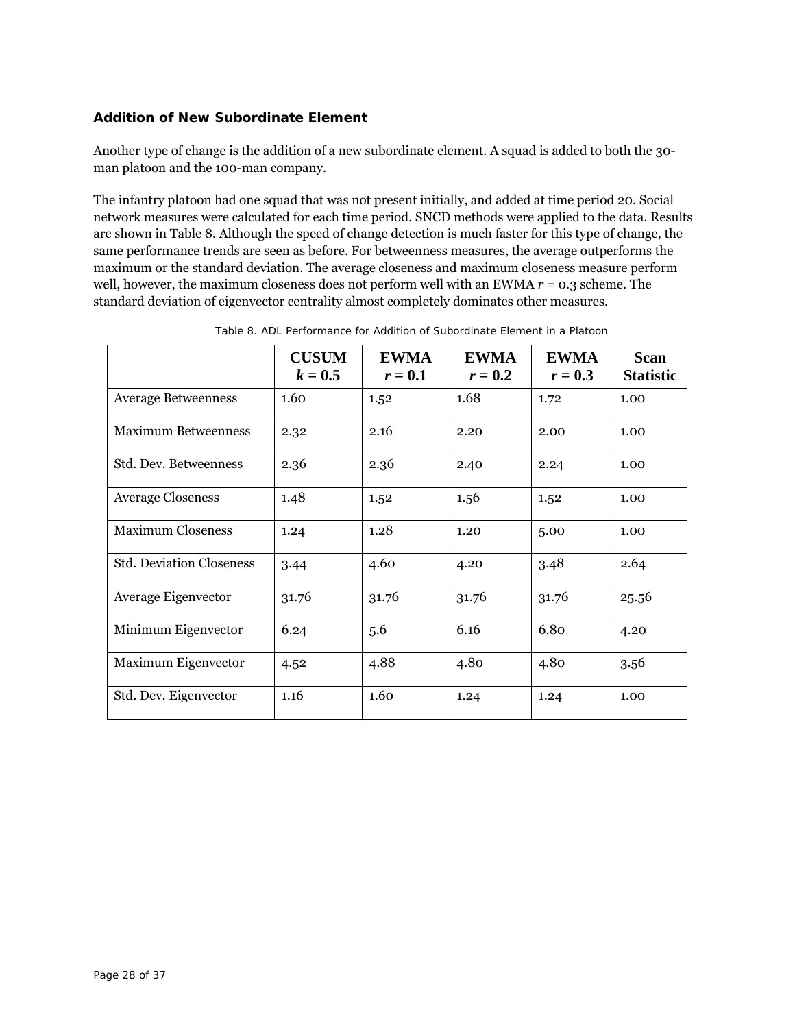### Addition of New Subordinate Element

Another type of change is the addition of a new subordinate element. A squad is added to both the 30-man platoon and the 100-man company.

The infantry platoon had one squad that was not present initially, and added at time period 20. Social network measures were calculated for each time period. SNCD methods were applied to the data. Results are shown in Table 8. Although the speed of change detection is much faster for this type of change, the same performance trends are seen as before. For betweenness measures, the average outperforms the maximum or the standard deviation. The average closeness and maximum closeness measure perform well, however, the maximum closeness does not perform well with an EWMA $r = 0.3$ scheme. The standard deviation of eigenvector centrality almost completely dominates other measures.

Table 8. ADL Performance for Addition of Subordinate Element in a Platoon

| | CUSUM $k = 0.5$ | EWMA $r = 0.1$ | EWMA $r = 0.2$ | EWMA $r = 0.3$ | Scan Statistic |
|---|---|---|---|---|---|
| Average Betweenness | 1.60 | 1.52 | 1.68 | 1.72 | 1.00 |
| Maximum Betweenness | 2.32 | 2.16 | 2.20 | 2.00 | 1.00 |
| Std. Dev. Betweenness | 2.36 | 2.36 | 2.40 | 2.24 | 1.00 |
| Average Closeness | 1.48 | 1.52 | 1.56 | 1.52 | 1.00 |
| Maximum Closeness | 1.24 | 1.28 | 1.20 | 5.00 | 1.00 |
| Std. Deviation Closeness | 3.44 | 4.60 | 4.20 | 3.48 | 2.64 |
| Average Eigenvector | 31.76 | 31.76 | 31.76 | 31.76 | 25.56 |
| Minimum Eigenvector | 6.24 | 5.6 | 6.16 | 6.80 | 4.20 |
| Maximum Eigenvector | 4.52 | 4.88 | 4.80 | 4.80 | 3.56 |
| Std. Dev. Eigenvector | 1.16 | 1.60 | 1.24 | 1.24 | 1.00 |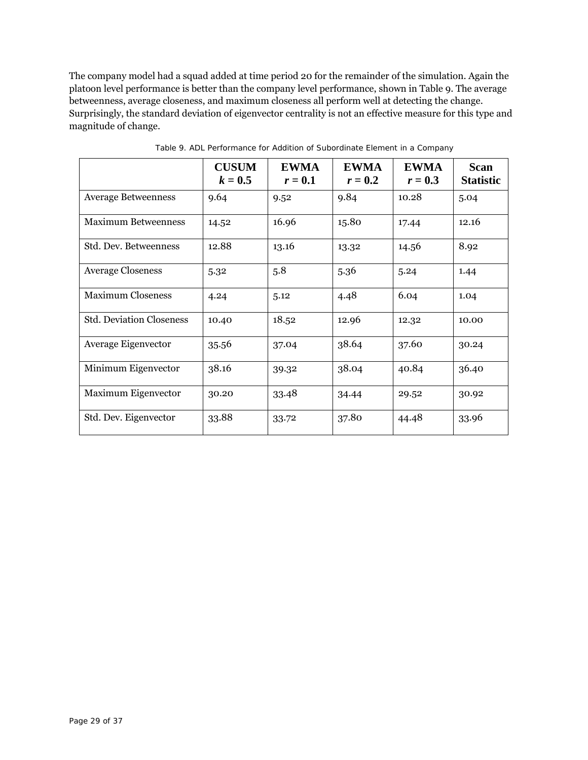The company model had a squad added at time period 20 for the remainder of the simulation. Again the platoon level performance is better than the company level performance, shown in Table 9. The average betweenness, average closeness, and maximum closeness all perform well at detecting the change. Surprisingly, the standard deviation of eigenvector centrality is not an effective measure for this type and magnitude of change.

Table 9. ADL Performance for Addition of Subordinate Element in a Company

| | CUSUM $k = 0.5$ | EWMA $r = 0.1$ | EWMA $r = 0.2$ | EWMA $r = 0.3$ | Scan Statistic |
|---|---|---|---|---|---|
| Average Betweenness | 9.64 | 9.52 | 9.84 | 10.28 | 5.04 |
| Maximum Betweenness | 14.52 | 16.96 | 15.80 | 17.44 | 12.16 |
| Std. Dev. Betweenness | 12.88 | 13.16 | 13.32 | 14.56 | 8.92 |
| Average Closeness | 5.32 | 5.8 | 5.36 | 5.24 | 1.44 |
| Maximum Closeness | 4.24 | 5.12 | 4.48 | 6.04 | 1.04 |
| Std. Deviation Closeness | 10.40 | 18.52 | 12.96 | 12.32 | 10.00 |
| Average Eigenvector | 35.56 | 37.04 | 38.64 | 37.60 | 30.24 |
| Minimum Eigenvector | 38.16 | 39.32 | 38.04 | 40.84 | 36.40 |
| Maximum Eigenvector | 30.20 | 33.48 | 34.44 | 29.52 | 30.92 |
| Std. Dev. Eigenvector | 33.88 | 33.72 | 37.80 | 44.48 | 33.96 |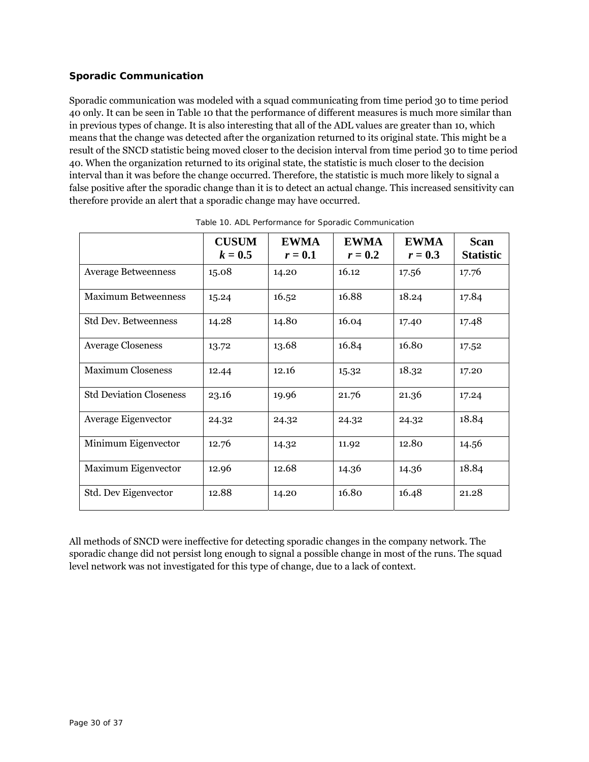### Sporadic Communication

Sporadic communication was modeled with a squad communicating from time period 30 to time period 40 only. It can be seen in Table 10 that the performance of different measures is much more similar than in previous types of change. It is also interesting that all of the ADL values are greater than 10, which means that the change was detected after the organization returned to its original state. This might be a result of the SNCD statistic being moved closer to the decision interval from time period 30 to time period 40. When the organization returned to its original state, the statistic is much closer to the decision interval than it was before the change occurred. Therefore, the statistic is much more likely to signal a false positive after the sporadic change than it is to detect an actual change. This increased sensitivity can therefore provide an alert that a sporadic change may have occurred.

Table 10. ADL Performance for Sporadic Communication

| | CUSUM $k = 0.5$ | EWMA $r = 0.1$ | EWMA $r = 0.2$ | EWMA $r = 0.3$ | Scan Statistic |
|---|---|---|---|---|---|
| Average Betweenness | 15.08 | 14.20 | 16.12 | 17.56 | 17.76 |
| Maximum Betweenness | 15.24 | 16.52 | 16.88 | 18.24 | 17.84 |
| Std Dev. Betweenness | 14.28 | 14.80 | 16.04 | 17.40 | 17.48 |
| Average Closeness | 13.72 | 13.68 | 16.84 | 16.80 | 17.52 |
| Maximum Closeness | 12.44 | 12.16 | 15.32 | 18.32 | 17.20 |
| Std Deviation Closeness | 23.16 | 19.96 | 21.76 | 21.36 | 17.24 |
| Average Eigenvector | 24.32 | 24.32 | 24.32 | 24.32 | 18.84 |
| Minimum Eigenvector | 12.76 | 14.32 | 11.92 | 12.80 | 14.56 |
| Maximum Eigenvector | 12.96 | 12.68 | 14.36 | 14.36 | 18.84 |
| Std. Dev Eigenvector | 12.88 | 14.20 | 16.80 | 16.48 | 21.28 |

All methods of SNCD were ineffective for detecting sporadic changes in the company network. The sporadic change did not persist long enough to signal a possible change in most of the runs. The squad level network was not investigated for this type of change, due to a lack of context.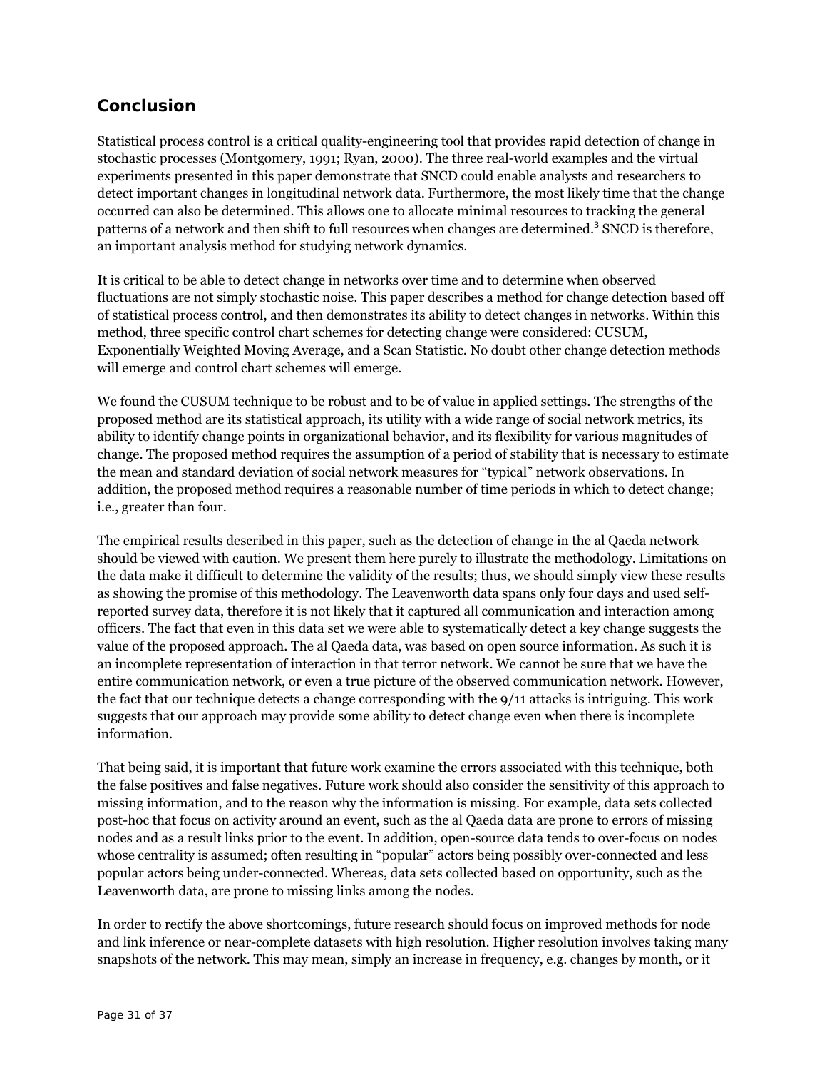## Conclusion

Statistical process control is a critical quality-engineering tool that provides rapid detection of change in stochastic processes (Montgomery, 1991; Ryan, 2000). The three real-world examples and the virtual experiments presented in this paper demonstrate that SNCD could enable analysts and researchers to detect important changes in longitudinal network data. Furthermore, the most likely time that the change occurred can also be determined. This allows one to allocate minimal resources to tracking the general patterns of a network and then shift to full resources when changes are determined.[3] SNCD is therefore, an important analysis method for studying network dynamics.

It is critical to be able to detect change in networks over time and to determine when observed fluctuations are not simply stochastic noise. This paper describes a method for change detection based off of statistical process control, and then demonstrates its ability to detect changes in networks. Within this method, three specific control chart schemes for detecting change were considered: CUSUM, Exponentially Weighted Moving Average, and a Scan Statistic. No doubt other change detection methods will emerge and control chart schemes will emerge.

We found the CUSUM technique to be robust and to be of value in applied settings. The strengths of the proposed method are its statistical approach, its utility with a wide range of social network metrics, its ability to identify change points in organizational behavior, and its flexibility for various magnitudes of change. The proposed method requires the assumption of a period of stability that is necessary to estimate the mean and standard deviation of social network measures for "typical" network observations. In addition, the proposed method requires a reasonable number of time periods in which to detect change; i.e., greater than four.

The empirical results described in this paper, such as the detection of change in the al Qaeda network should be viewed with caution. We present them here purely to illustrate the methodology. Limitations on the data make it difficult to determine the validity of the results; thus, we should simply view these results as showing the promise of this methodology. The Leavenworth data spans only four days and used self-reported survey data, therefore it is not likely that it captured all communication and interaction among officers. The fact that even in this data set we were able to systematically detect a key change suggests the value of the proposed approach. The al Qaeda data, was based on open source information. As such it is an incomplete representation of interaction in that terror network. We cannot be sure that we have the entire communication network, or even a true picture of the observed communication network. However, the fact that our technique detects a change corresponding with the 9/11 attacks is intriguing. This work suggests that our approach may provide some ability to detect change even when there is incomplete information.

That being said, it is important that future work examine the errors associated with this technique, both the false positives and false negatives. Future work should also consider the sensitivity of this approach to missing information, and to the reason why the information is missing. For example, data sets collected post-hoc that focus on activity around an event, such as the al Qaeda data are prone to errors of missing nodes and as a result links prior to the event. In addition, open-source data tends to over-focus on nodes whose centrality is assumed; often resulting in "popular" actors being possibly over-connected and less popular actors being under-connected. Whereas, data sets collected based on opportunity, such as the Leavenworth data, are prone to missing links among the nodes.

In order to rectify the above shortcomings, future research should focus on improved methods for node and link inference or near-complete datasets with high resolution. Higher resolution involves taking many snapshots of the network. This may mean, simply an increase in frequency, e.g. changes by month, or it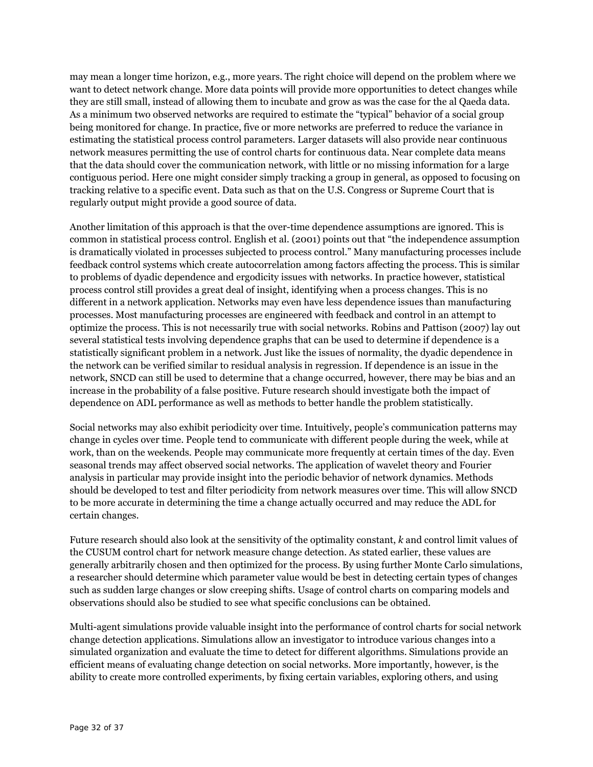may mean a longer time horizon, e.g., more years. The right choice will depend on the problem where we want to detect network change. More data points will provide more opportunities to detect changes while they are still small, instead of allowing them to incubate and grow as was the case for the al Qaeda data. As a minimum two observed networks are required to estimate the "typical" behavior of a social group being monitored for change. In practice, five or more networks are preferred to reduce the variance in estimating the statistical process control parameters. Larger datasets will also provide near continuous network measures permitting the use of control charts for continuous data. Near complete data means that the data should cover the communication network, with little or no missing information for a large contiguous period. Here one might consider simply tracking a group in general, as opposed to focusing on tracking relative to a specific event. Data such as that on the U.S. Congress or Supreme Court that is regularly output might provide a good source of data.

Another limitation of this approach is that the over-time dependence assumptions are ignored. This is common in statistical process control. English et al. (2001) points out that "the independence assumption is dramatically violated in processes subjected to process control." Many manufacturing processes include feedback control systems which create autocorrelation among factors affecting the process. This is similar to problems of dyadic dependence and ergodicity issues with networks. In practice however, statistical process control still provides a great deal of insight, identifying when a process changes. This is no different in a network application. Networks may even have less dependence issues than manufacturing processes. Most manufacturing processes are engineered with feedback and control in an attempt to optimize the process. This is not necessarily true with social networks. Robins and Pattison (2007) lay out several statistical tests involving dependence graphs that can be used to determine if dependence is a statistically significant problem in a network. Just like the issues of normality, the dyadic dependence in the network can be verified similar to residual analysis in regression. If dependence is an issue in the network, SNCD can still be used to determine that a change occurred, however, there may be bias and an increase in the probability of a false positive. Future research should investigate both the impact of dependence on ADL performance as well as methods to better handle the problem statistically.

Social networks may also exhibit periodicity over time. Intuitively, people's communication patterns may change in cycles over time. People tend to communicate with different people during the week, while at work, than on the weekends. People may communicate more frequently at certain times of the day. Even seasonal trends may affect observed social networks. The application of wavelet theory and Fourier analysis in particular may provide insight into the periodic behavior of network dynamics. Methods should be developed to test and filter periodicity from network measures over time. This will allow SNCD to be more accurate in determining the time a change actually occurred and may reduce the ADL for certain changes.

Future research should also look at the sensitivity of the optimality constant, $k$ and control limit values of the CUSUM control chart for network measure change detection. As stated earlier, these values are generally arbitrarily chosen and then optimized for the process. By using further Monte Carlo simulations, a researcher should determine which parameter value would be best in detecting certain types of changes such as sudden large changes or slow creeping shifts. Usage of control charts on comparing models and observations should also be studied to see what specific conclusions can be obtained.

Multi-agent simulations provide valuable insight into the performance of control charts for social network change detection applications. Simulations allow an investigator to introduce various changes into a simulated organization and evaluate the time to detect for different algorithms. Simulations provide an efficient means of evaluating change detection on social networks. More importantly, however, is the ability to create more controlled experiments, by fixing certain variables, exploring others, and using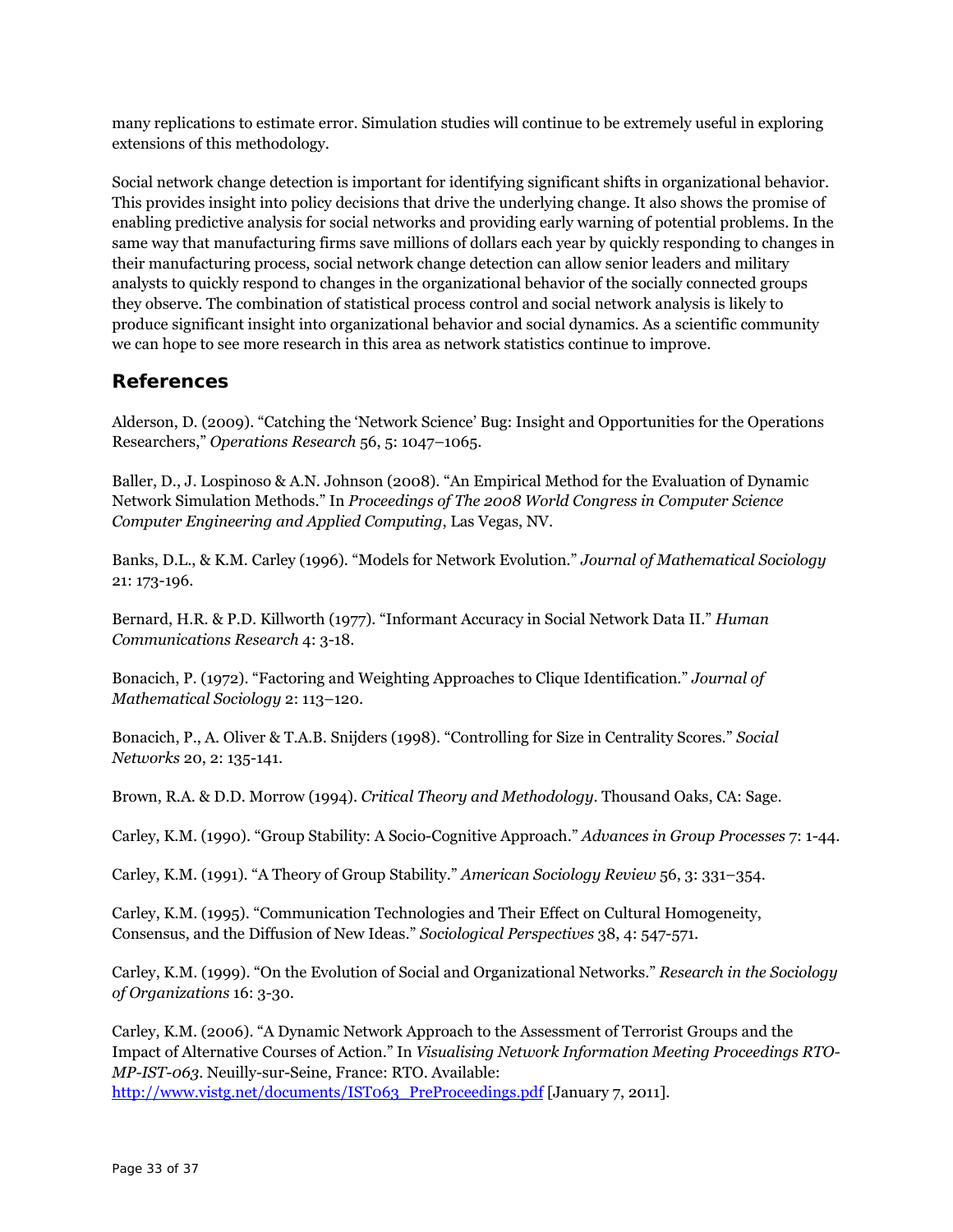many replications to estimate error. Simulation studies will continue to be extremely useful in exploring extensions of this methodology.

Social network change detection is important for identifying significant shifts in organizational behavior. This provides insight into policy decisions that drive the underlying change. It also shows the promise of enabling predictive analysis for social networks and providing early warning of potential problems. In the same way that manufacturing firms save millions of dollars each year by quickly responding to changes in their manufacturing process, social network change detection can allow senior leaders and military analysts to quickly respond to changes in the organizational behavior of the socially connected groups they observe. The combination of statistical process control and social network analysis is likely to produce significant insight into organizational behavior and social dynamics. As a scientific community we can hope to see more research in this area as network statistics continue to improve.

## References

Alderson, D. (2009). "Catching the 'Network Science' Bug: Insight and Opportunities for the Operations Researchers," *Operations Research* 56, 5: 1047–1065.

Baller, D., J. Lospinoso & A.N. Johnson (2008). "An Empirical Method for the Evaluation of Dynamic Network Simulation Methods." In *Proceedings of The 2008 World Congress in Computer Science Computer Engineering and Applied Computing*, Las Vegas, NV.

Banks, D.L., & K.M. Carley (1996). "Models for Network Evolution." *Journal of Mathematical Sociology* 21: 173-196.

Bernard, H.R. & P.D. Killworth (1977). "Informant Accuracy in Social Network Data II." *Human Communications Research* 4: 3-18.

Bonacich, P. (1972). "Factoring and Weighting Approaches to Clique Identification." *Journal of Mathematical Sociology* 2: 113–120.

Bonacich, P., A. Oliver & T.A.B. Snijders (1998). "Controlling for Size in Centrality Scores." *Social Networks* 20, 2: 135-141.

Brown, R.A. & D.D. Morrow (1994). *Critical Theory and Methodology*. Thousand Oaks, CA: Sage.

Carley, K.M. (1990). "Group Stability: A Socio-Cognitive Approach." *Advances in Group Processes* 7: 1-44.

Carley, K.M. (1991). "A Theory of Group Stability." *American Sociology Review* 56, 3: 331–354.

Carley, K.M. (1995). "Communication Technologies and Their Effect on Cultural Homogeneity, Consensus, and the Diffusion of New Ideas." *Sociological Perspectives* 38, 4: 547-571.

Carley, K.M. (1999). "On the Evolution of Social and Organizational Networks." *Research in the Sociology of Organizations* 16: 3-30.

Carley, K.M. (2006). "A Dynamic Network Approach to the Assessment of Terrorist Groups and the Impact of Alternative Courses of Action." In *Visualising Network Information Meeting Proceedings RTO-MP-IST-063*. Neuilly-sur-Seine, France: RTO. Available: http://www.vistg.net/documents/IST063_PreProceedings.pdf [January 7, 2011].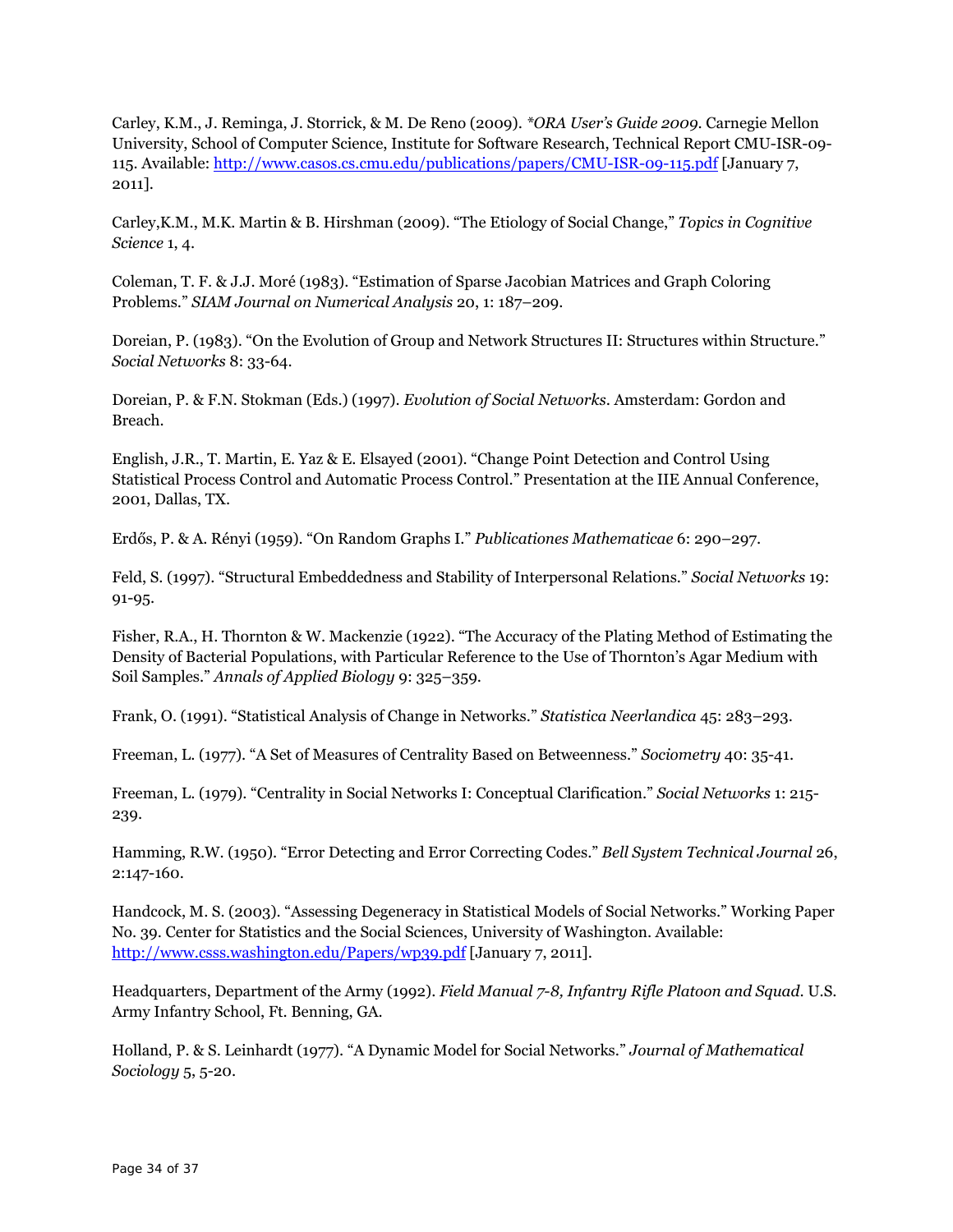Carley, K.M., J. Reminga, J. Storrick, & M. De Reno (2009). *\*ORA User's Guide 2009*. Carnegie Mellon University, School of Computer Science, Institute for Software Research, Technical Report CMU-ISR-09-115. Available: http://www.casos.cs.cmu.edu/publications/papers/CMU-ISR-09-115.pdf [January 7, 2011].

Carley,K.M., M.K. Martin & B. Hirshman (2009). "The Etiology of Social Change," *Topics in Cognitive Science* 1, 4.

Coleman, T. F. & J.J. Moré (1983). "Estimation of Sparse Jacobian Matrices and Graph Coloring Problems." *SIAM Journal on Numerical Analysis* 20, 1: 187–209.

Doreian, P. (1983). "On the Evolution of Group and Network Structures II: Structures within Structure." *Social Networks* 8: 33-64.

Doreian, P. & F.N. Stokman (Eds.) (1997). *Evolution of Social Networks*. Amsterdam: Gordon and Breach.

English, J.R., T. Martin, E. Yaz & E. Elsayed (2001). "Change Point Detection and Control Using Statistical Process Control and Automatic Process Control." Presentation at the IIE Annual Conference, 2001, Dallas, TX.

Erdős, P. & A. Rényi (1959). "On Random Graphs I." *Publicationes Mathematicae* 6: 290–297.

Feld, S. (1997). "Structural Embeddedness and Stability of Interpersonal Relations." *Social Networks* 19: 91-95.

Fisher, R.A., H. Thornton & W. Mackenzie (1922). "The Accuracy of the Plating Method of Estimating the Density of Bacterial Populations, with Particular Reference to the Use of Thornton's Agar Medium with Soil Samples." *Annals of Applied Biology* 9: 325–359.

Frank, O. (1991). "Statistical Analysis of Change in Networks." *Statistica Neerlandica* 45: 283–293.

Freeman, L. (1977). "A Set of Measures of Centrality Based on Betweenness." *Sociometry* 40: 35-41.

Freeman, L. (1979). "Centrality in Social Networks I: Conceptual Clarification." *Social Networks* 1: 215-239.

Hamming, R.W. (1950). "Error Detecting and Error Correcting Codes." *Bell System Technical Journal* 26, 2:147-160.

Handcock, M. S. (2003). "Assessing Degeneracy in Statistical Models of Social Networks." Working Paper No. 39. Center for Statistics and the Social Sciences, University of Washington. Available: http://www.csss.washington.edu/Papers/wp39.pdf [January 7, 2011].

Headquarters, Department of the Army (1992). *Field Manual 7-8, Infantry Rifle Platoon and Squad*. U.S. Army Infantry School, Ft. Benning, GA.

Holland, P. & S. Leinhardt (1977). "A Dynamic Model for Social Networks." *Journal of Mathematical Sociology* 5, 5-20.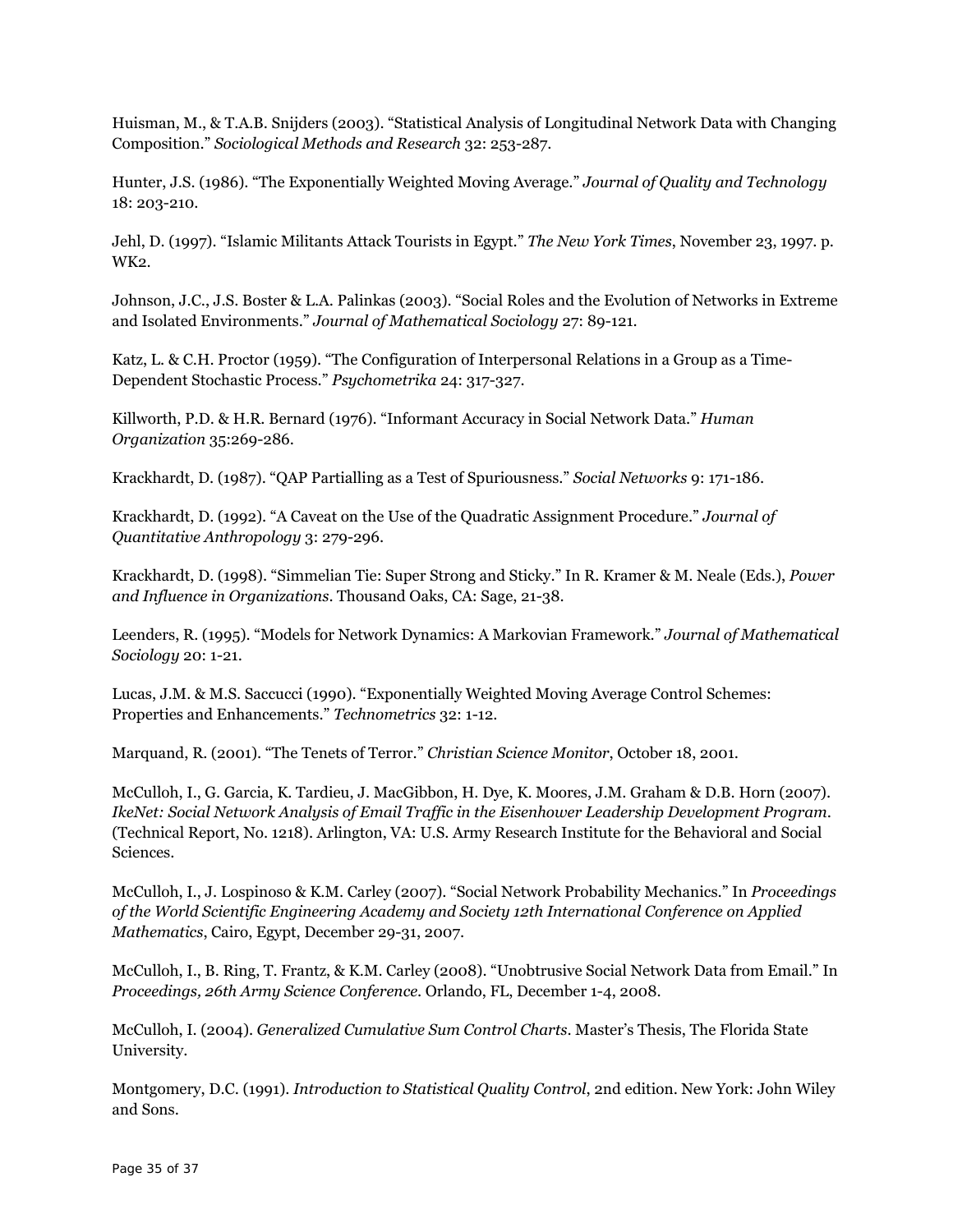Huisman, M., & T.A.B. Snijders (2003). "Statistical Analysis of Longitudinal Network Data with Changing Composition." *Sociological Methods and Research* 32: 253-287.

Hunter, J.S. (1986). "The Exponentially Weighted Moving Average." *Journal of Quality and Technology* 18: 203-210.

Jehl, D. (1997). "Islamic Militants Attack Tourists in Egypt." *The New York Times*, November 23, 1997. p. WK2.

Johnson, J.C., J.S. Boster & L.A. Palinkas (2003). "Social Roles and the Evolution of Networks in Extreme and Isolated Environments." *Journal of Mathematical Sociology* 27: 89-121.

Katz, L. & C.H. Proctor (1959). "The Configuration of Interpersonal Relations in a Group as a Time-Dependent Stochastic Process." *Psychometrika* 24: 317-327.

Killworth, P.D. & H.R. Bernard (1976). "Informant Accuracy in Social Network Data." *Human Organization* 35:269-286.

Krackhardt, D. (1987). "QAP Partialling as a Test of Spuriousness." *Social Networks* 9: 171-186.

Krackhardt, D. (1992). "A Caveat on the Use of the Quadratic Assignment Procedure." *Journal of Quantitative Anthropology* 3: 279-296.

Krackhardt, D. (1998). "Simmelian Tie: Super Strong and Sticky." In R. Kramer & M. Neale (Eds.), *Power and Influence in Organizations*. Thousand Oaks, CA: Sage, 21-38.

Leenders, R. (1995). "Models for Network Dynamics: A Markovian Framework." *Journal of Mathematical Sociology* 20: 1-21.

Lucas, J.M. & M.S. Saccucci (1990). "Exponentially Weighted Moving Average Control Schemes: Properties and Enhancements." *Technometrics* 32: 1-12.

Marquand, R. (2001). "The Tenets of Terror." *Christian Science Monitor*, October 18, 2001.

McCulloh, I., G. Garcia, K. Tardieu, J. MacGibbon, H. Dye, K. Moores, J.M. Graham & D.B. Horn (2007). *IkeNet: Social Network Analysis of Email Traffic in the Eisenhower Leadership Development Program*. (Technical Report, No. 1218). Arlington, VA: U.S. Army Research Institute for the Behavioral and Social Sciences.

McCulloh, I., J. Lospinoso & K.M. Carley (2007). "Social Network Probability Mechanics." In *Proceedings of the World Scientific Engineering Academy and Society 12th International Conference on Applied Mathematics*, Cairo, Egypt, December 29-31, 2007.

McCulloh, I., B. Ring, T. Frantz, & K.M. Carley (2008). "Unobtrusive Social Network Data from Email." In *Proceedings, 26th Army Science Conference*. Orlando, FL, December 1-4, 2008.

McCulloh, I. (2004). *Generalized Cumulative Sum Control Charts*. Master's Thesis, The Florida State University.

Montgomery, D.C. (1991). *Introduction to Statistical Quality Control*, 2nd edition. New York: John Wiley and Sons.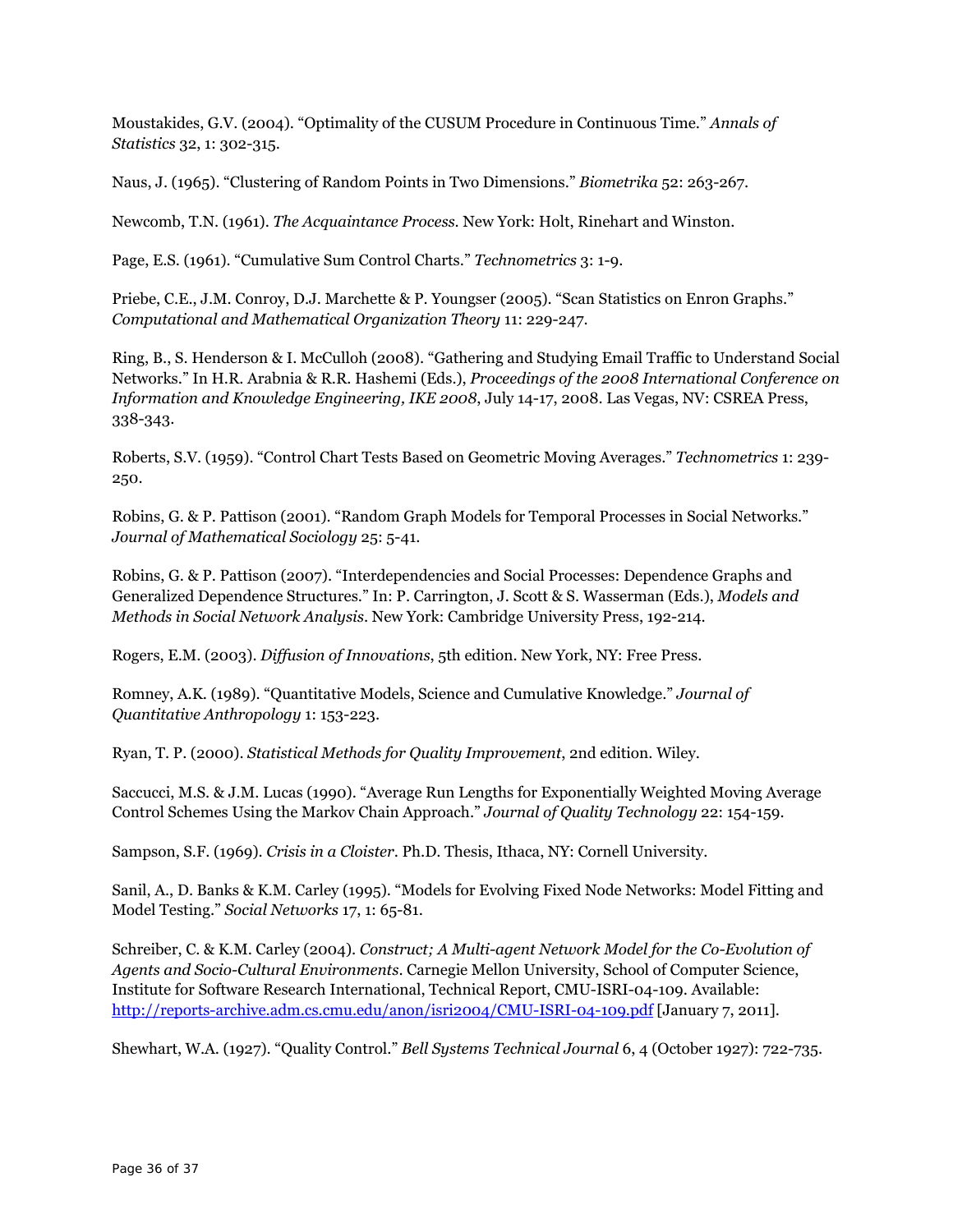Moustakides, G.V. (2004). “Optimality of the CUSUM Procedure in Continuous Time.” *Annals of Statistics* 32, 1: 302-315.

Naus, J. (1965). “Clustering of Random Points in Two Dimensions.” *Biometrika* 52: 263-267.

Newcomb, T.N. (1961). *The Acquaintance Process*. New York: Holt, Rinehart and Winston.

Page, E.S. (1961). “Cumulative Sum Control Charts.” *Technometrics* 3: 1-9.

Priebe, C.E., J.M. Conroy, D.J. Marchette & P. Youngser (2005). “Scan Statistics on Enron Graphs.” *Computational and Mathematical Organization Theory* 11: 229-247.

Ring, B., S. Henderson & I. McCulloh (2008). “Gathering and Studying Email Traffic to Understand Social Networks.” In H.R. Arabnia & R.R. Hashemi (Eds.), *Proceedings of the 2008 International Conference on Information and Knowledge Engineering, IKE 2008*, July 14-17, 2008. Las Vegas, NV: CSREA Press, 338-343.

Roberts, S.V. (1959). “Control Chart Tests Based on Geometric Moving Averages.” *Technometrics* 1: 239-250.

Robins, G. & P. Pattison (2001). “Random Graph Models for Temporal Processes in Social Networks.” *Journal of Mathematical Sociology* 25: 5-41.

Robins, G. & P. Pattison (2007). “Interdependencies and Social Processes: Dependence Graphs and Generalized Dependence Structures.” In: P. Carrington, J. Scott & S. Wasserman (Eds.), *Models and Methods in Social Network Analysis*. New York: Cambridge University Press, 192-214.

Rogers, E.M. (2003). *Diffusion of Innovations*, 5th edition. New York, NY: Free Press.

Romney, A.K. (1989). “Quantitative Models, Science and Cumulative Knowledge.” *Journal of Quantitative Anthropology* 1: 153-223.

Ryan, T. P. (2000). *Statistical Methods for Quality Improvement*, 2nd edition. Wiley.

Saccucci, M.S. & J.M. Lucas (1990). “Average Run Lengths for Exponentially Weighted Moving Average Control Schemes Using the Markov Chain Approach.” *Journal of Quality Technology* 22: 154-159.

Sampson, S.F. (1969). *Crisis in a Cloister*. Ph.D. Thesis, Ithaca, NY: Cornell University.

Sanil, A., D. Banks & K.M. Carley (1995). “Models for Evolving Fixed Node Networks: Model Fitting and Model Testing.” *Social Networks* 17, 1: 65-81.

Schreiber, C. & K.M. Carley (2004). *Construct; A Multi-agent Network Model for the Co-Evolution of Agents and Socio-Cultural Environments*. Carnegie Mellon University, School of Computer Science, Institute for Software Research International, Technical Report, CMU-ISRI-04-109. Available: http://reports-archive.adm.cs.cmu.edu/anon/isri2004/CMU-ISRI-04-109.pdf [January 7, 2011].

Shewhart, W.A. (1927). “Quality Control.” *Bell Systems Technical Journal* 6, 4 (October 1927): 722-735.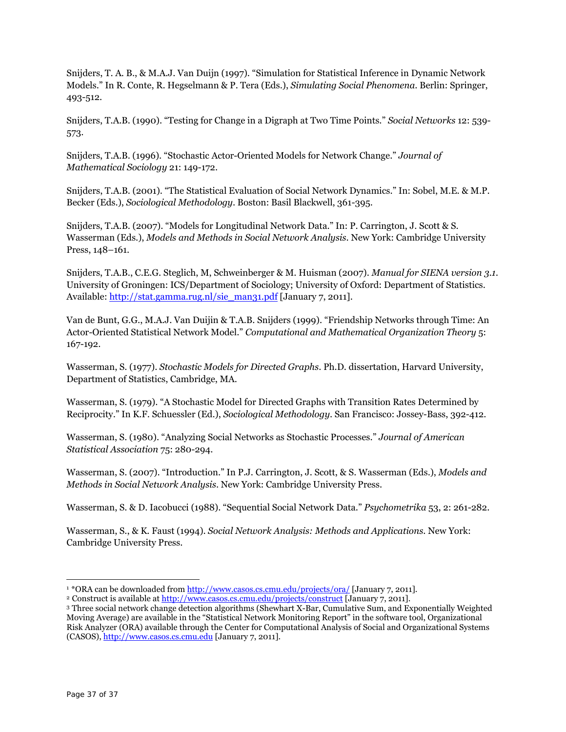Snijders, T. A. B., & M.A.J. Van Duijn (1997). "Simulation for Statistical Inference in Dynamic Network Models." In R. Conte, R. Hegselmann & P. Tera (Eds.), *Simulating Social Phenomena*. Berlin: Springer, 493-512.

Snijders, T.A.B. (1990). "Testing for Change in a Digraph at Two Time Points." *Social Networks* 12: 539-573.

Snijders, T.A.B. (1996). "Stochastic Actor-Oriented Models for Network Change." *Journal of Mathematical Sociology* 21: 149-172.

Snijders, T.A.B. (2001). "The Statistical Evaluation of Social Network Dynamics." In: Sobel, M.E. & M.P. Becker (Eds.), *Sociological Methodology*. Boston: Basil Blackwell, 361-395.

Snijders, T.A.B. (2007). "Models for Longitudinal Network Data." In: P. Carrington, J. Scott & S. Wasserman (Eds.), *Models and Methods in Social Network Analysis*. New York: Cambridge University Press, 148–161.

Snijders, T.A.B., C.E.G. Steglich, M, Schweinberger & M. Huisman (2007). *Manual for SIENA version 3.1*. University of Groningen: ICS/Department of Sociology; University of Oxford: Department of Statistics. Available: http://stat.gamma.rug.nl/sie_man31.pdf [January 7, 2011].

Van de Bunt, G.G., M.A.J. Van Duijin & T.A.B. Snijders (1999). "Friendship Networks through Time: An Actor-Oriented Statistical Network Model." *Computational and Mathematical Organization Theory* 5: 167-192.

Wasserman, S. (1977). *Stochastic Models for Directed Graphs*. Ph.D. dissertation, Harvard University, Department of Statistics, Cambridge, MA.

Wasserman, S. (1979). "A Stochastic Model for Directed Graphs with Transition Rates Determined by Reciprocity." In K.F. Schuessler (Ed.), *Sociological Methodology*. San Francisco: Jossey-Bass, 392-412.

Wasserman, S. (1980). "Analyzing Social Networks as Stochastic Processes." *Journal of American Statistical Association* 75: 280-294.

Wasserman, S. (2007). "Introduction." In P.J. Carrington, J. Scott, & S. Wasserman (Eds.), *Models and Methods in Social Network Analysis*. New York: Cambridge University Press.

Wasserman, S. & D. Iacobucci (1988). "Sequential Social Network Data." *Psychometrika* 53, 2: 261-282.

Wasserman, S., & K. Faust (1994). *Social Network Analysis: Methods and Applications*. New York: Cambridge University Press.

---

[1] *ORA can be downloaded from http://www.casos.cs.cmu.edu/projects/ora/ [January 7, 2011].

[2] Construct is available at http://www.casos.cs.cmu.edu/projects/construct [January 7, 2011].

[3] Three social network change detection algorithms (Shewhart X-Bar, Cumulative Sum, and Exponentially Weighted Moving Average) are available in the "Statistical Network Monitoring Report" in the software tool, Organizational Risk Analyzer (ORA) available through the Center for Computational Analysis of Social and Organizational Systems (CASOS), http://www.casos.cs.cmu.edu [January 7, 2011].